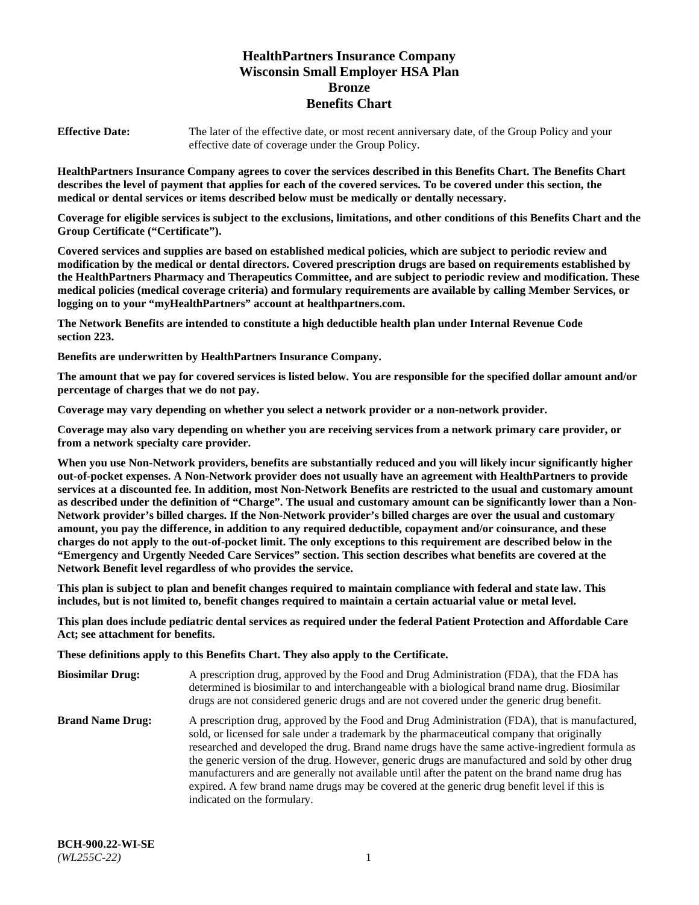# HealthPartners Insurance Company
# Wisconsin Small Employer HSA Plan
# Bronze
# Benefits Chart

| | |
|---|---|
| **Effective Date:** | The later of the effective date, or most recent anniversary date, of the Group Policy and your effective date of coverage under the Group Policy. |

**HealthPartners Insurance Company agrees to cover the services described in this Benefits Chart. The Benefits Chart describes the level of payment that applies for each of the covered services. To be covered under this section, the medical or dental services or items described below must be medically or dentally necessary.**

**Coverage for eligible services is subject to the exclusions, limitations, and other conditions of this Benefits Chart and the Group Certificate ("Certificate").**

**Covered services and supplies are based on established medical policies, which are subject to periodic review and modification by the medical or dental directors. Covered prescription drugs are based on requirements established by the HealthPartners Pharmacy and Therapeutics Committee, and are subject to periodic review and modification. These medical policies (medical coverage criteria) and formulary requirements are available by calling Member Services, or logging on to your "myHealthPartners" account at healthpartners.com.**

**The Network Benefits are intended to constitute a high deductible health plan under Internal Revenue Code section 223.**

**Benefits are underwritten by HealthPartners Insurance Company.**

**The amount that we pay for covered services is listed below. You are responsible for the specified dollar amount and/or percentage of charges that we do not pay.**

**Coverage may vary depending on whether you select a network provider or a non-network provider.**

**Coverage may also vary depending on whether you are receiving services from a network primary care provider, or from a network specialty care provider.**

**When you use Non-Network providers, benefits are substantially reduced and you will likely incur significantly higher out-of-pocket expenses. A Non-Network provider does not usually have an agreement with HealthPartners to provide services at a discounted fee. In addition, most Non-Network Benefits are restricted to the usual and customary amount as described under the definition of "Charge". The usual and customary amount can be significantly lower than a Non-Network provider's billed charges. If the Non-Network provider's billed charges are over the usual and customary amount, you pay the difference, in addition to any required deductible, copayment and/or coinsurance, and these charges do not apply to the out-of-pocket limit. The only exceptions to this requirement are described below in the "Emergency and Urgently Needed Care Services" section. This section describes what benefits are covered at the Network Benefit level regardless of who provides the service.**

**This plan is subject to plan and benefit changes required to maintain compliance with federal and state law. This includes, but is not limited to, benefit changes required to maintain a certain actuarial value or metal level.**

**This plan does include pediatric dental services as required under the federal Patient Protection and Affordable Care Act; see attachment for benefits.**

**These definitions apply to this Benefits Chart. They also apply to the Certificate.**

| | |
|---|---|
| **Biosimilar Drug:** | A prescription drug, approved by the Food and Drug Administration (FDA), that the FDA has determined is biosimilar to and interchangeable with a biological brand name drug. Biosimilar drugs are not considered generic drugs and are not covered under the generic drug benefit. |
| **Brand Name Drug:** | A prescription drug, approved by the Food and Drug Administration (FDA), that is manufactured, sold, or licensed for sale under a trademark by the pharmaceutical company that originally researched and developed the drug. Brand name drugs have the same active-ingredient formula as the generic version of the drug. However, generic drugs are manufactured and sold by other drug manufacturers and are generally not available until after the patent on the brand name drug has expired. A few brand name drugs may be covered at the generic drug benefit level if this is indicated on the formulary. |

**BCH-900.22-WI-SE**
*(WL255C-22)*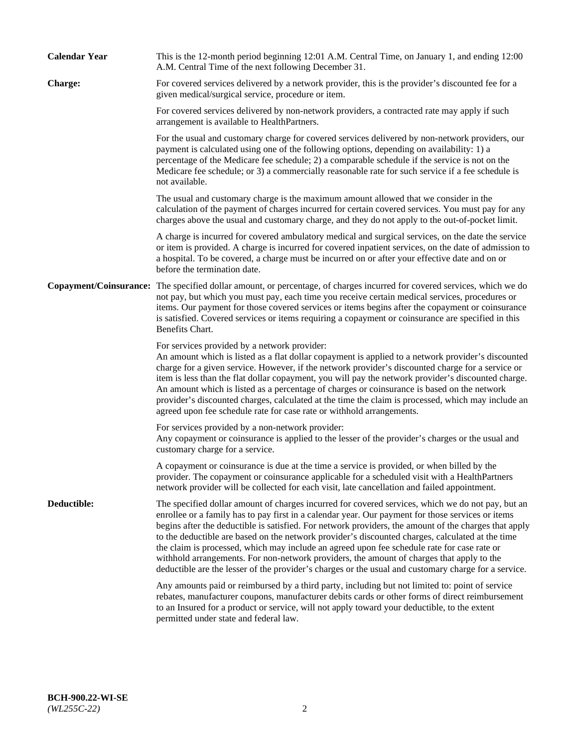**Calendar Year**
This is the 12-month period beginning 12:01 A.M. Central Time, on January 1, and ending 12:00 A.M. Central Time of the next following December 31.

**Charge:**
For covered services delivered by a network provider, this is the provider's discounted fee for a given medical/surgical service, procedure or item.

For covered services delivered by non-network providers, a contracted rate may apply if such arrangement is available to HealthPartners.

For the usual and customary charge for covered services delivered by non-network providers, our payment is calculated using one of the following options, depending on availability: 1) a percentage of the Medicare fee schedule; 2) a comparable schedule if the service is not on the Medicare fee schedule; or 3) a commercially reasonable rate for such service if a fee schedule is not available.

The usual and customary charge is the maximum amount allowed that we consider in the calculation of the payment of charges incurred for certain covered services. You must pay for any charges above the usual and customary charge, and they do not apply to the out-of-pocket limit.

A charge is incurred for covered ambulatory medical and surgical services, on the date the service or item is provided. A charge is incurred for covered inpatient services, on the date of admission to a hospital. To be covered, a charge must be incurred on or after your effective date and on or before the termination date.

**Copayment/Coinsurance:**
The specified dollar amount, or percentage, of charges incurred for covered services, which we do not pay, but which you must pay, each time you receive certain medical services, procedures or items. Our payment for those covered services or items begins after the copayment or coinsurance is satisfied. Covered services or items requiring a copayment or coinsurance are specified in this Benefits Chart.

For services provided by a network provider:
An amount which is listed as a flat dollar copayment is applied to a network provider's discounted charge for a given service. However, if the network provider's discounted charge for a service or item is less than the flat dollar copayment, you will pay the network provider's discounted charge. An amount which is listed as a percentage of charges or coinsurance is based on the network provider's discounted charges, calculated at the time the claim is processed, which may include an agreed upon fee schedule rate for case rate or withhold arrangements.

For services provided by a non-network provider:
Any copayment or coinsurance is applied to the lesser of the provider's charges or the usual and customary charge for a service.

A copayment or coinsurance is due at the time a service is provided, or when billed by the provider. The copayment or coinsurance applicable for a scheduled visit with a HealthPartners network provider will be collected for each visit, late cancellation and failed appointment.

**Deductible:**
The specified dollar amount of charges incurred for covered services, which we do not pay, but an enrollee or a family has to pay first in a calendar year. Our payment for those services or items begins after the deductible is satisfied. For network providers, the amount of the charges that apply to the deductible are based on the network provider's discounted charges, calculated at the time the claim is processed, which may include an agreed upon fee schedule rate for case rate or withhold arrangements. For non-network providers, the amount of charges that apply to the deductible are the lesser of the provider's charges or the usual and customary charge for a service.

Any amounts paid or reimbursed by a third party, including but not limited to: point of service rebates, manufacturer coupons, manufacturer debits cards or other forms of direct reimbursement to an Insured for a product or service, will not apply toward your deductible, to the extent permitted under state and federal law.

**BCH-900.22-WI-SE**
*(WL255C-22)*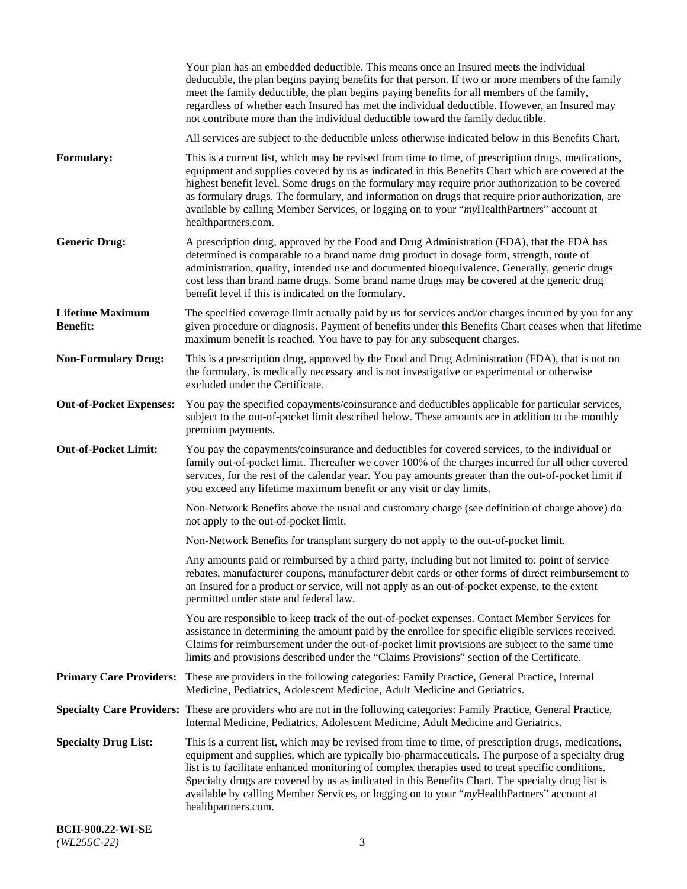Your plan has an embedded deductible. This means once an Insured meets the individual deductible, the plan begins paying benefits for that person. If two or more members of the family meet the family deductible, the plan begins paying benefits for all members of the family, regardless of whether each Insured has met the individual deductible. However, an Insured may not contribute more than the individual deductible toward the family deductible.

All services are subject to the deductible unless otherwise indicated below in this Benefits Chart.

**Formulary:** This is a current list, which may be revised from time to time, of prescription drugs, medications, equipment and supplies covered by us as indicated in this Benefits Chart which are covered at the highest benefit level. Some drugs on the formulary may require prior authorization to be covered as formulary drugs. The formulary, and information on drugs that require prior authorization, are available by calling Member Services, or logging on to your "*my*HealthPartners" account at healthpartners.com.

**Generic Drug:** A prescription drug, approved by the Food and Drug Administration (FDA), that the FDA has determined is comparable to a brand name drug product in dosage form, strength, route of administration, quality, intended use and documented bioequivalence. Generally, generic drugs cost less than brand name drugs. Some brand name drugs may be covered at the generic drug benefit level if this is indicated on the formulary.

**Lifetime Maximum Benefit:** The specified coverage limit actually paid by us for services and/or charges incurred by you for any given procedure or diagnosis. Payment of benefits under this Benefits Chart ceases when that lifetime maximum benefit is reached. You have to pay for any subsequent charges.

**Non-Formulary Drug:** This is a prescription drug, approved by the Food and Drug Administration (FDA), that is not on the formulary, is medically necessary and is not investigative or experimental or otherwise excluded under the Certificate.

**Out-of-Pocket Expenses:** You pay the specified copayments/coinsurance and deductibles applicable for particular services, subject to the out-of-pocket limit described below. These amounts are in addition to the monthly premium payments.

**Out-of-Pocket Limit:** You pay the copayments/coinsurance and deductibles for covered services, to the individual or family out-of-pocket limit. Thereafter we cover 100% of the charges incurred for all other covered services, for the rest of the calendar year. You pay amounts greater than the out-of-pocket limit if you exceed any lifetime maximum benefit or any visit or day limits.

Non-Network Benefits above the usual and customary charge (see definition of charge above) do not apply to the out-of-pocket limit.

Non-Network Benefits for transplant surgery do not apply to the out-of-pocket limit.

Any amounts paid or reimbursed by a third party, including but not limited to: point of service rebates, manufacturer coupons, manufacturer debit cards or other forms of direct reimbursement to an Insured for a product or service, will not apply as an out-of-pocket expense, to the extent permitted under state and federal law.

You are responsible to keep track of the out-of-pocket expenses. Contact Member Services for assistance in determining the amount paid by the enrollee for specific eligible services received. Claims for reimbursement under the out-of-pocket limit provisions are subject to the same time limits and provisions described under the "Claims Provisions" section of the Certificate.

**Primary Care Providers:** These are providers in the following categories: Family Practice, General Practice, Internal Medicine, Pediatrics, Adolescent Medicine, Adult Medicine and Geriatrics.

**Specialty Care Providers:** These are providers who are not in the following categories: Family Practice, General Practice, Internal Medicine, Pediatrics, Adolescent Medicine, Adult Medicine and Geriatrics.

**Specialty Drug List:** This is a current list, which may be revised from time to time, of prescription drugs, medications, equipment and supplies, which are typically bio-pharmaceuticals. The purpose of a specialty drug list is to facilitate enhanced monitoring of complex therapies used to treat specific conditions. Specialty drugs are covered by us as indicated in this Benefits Chart. The specialty drug list is available by calling Member Services, or logging on to your "*my*HealthPartners" account at healthpartners.com.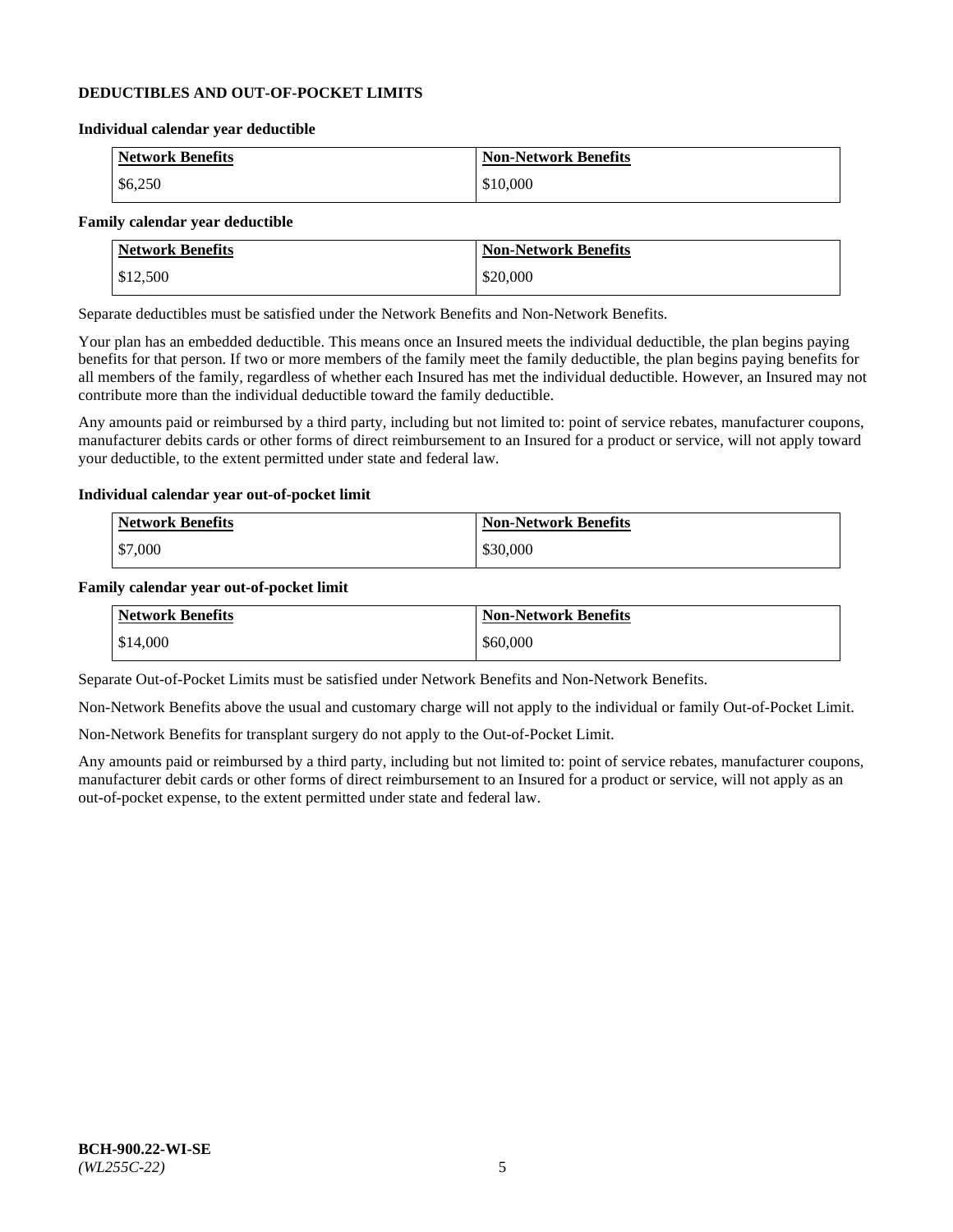## DEDUCTIBLES AND OUT-OF-POCKET LIMITS

### Individual calendar year deductible

| Network Benefits | Non-Network Benefits |
|---|---|
| $6,250 | $10,000 |

### Family calendar year deductible

| Network Benefits | Non-Network Benefits |
|---|---|
| $12,500 | $20,000 |

Separate deductibles must be satisfied under the Network Benefits and Non-Network Benefits.

Your plan has an embedded deductible. This means once an Insured meets the individual deductible, the plan begins paying benefits for that person. If two or more members of the family meet the family deductible, the plan begins paying benefits for all members of the family, regardless of whether each Insured has met the individual deductible. However, an Insured may not contribute more than the individual deductible toward the family deductible.

Any amounts paid or reimbursed by a third party, including but not limited to: point of service rebates, manufacturer coupons, manufacturer debits cards or other forms of direct reimbursement to an Insured for a product or service, will not apply toward your deductible, to the extent permitted under state and federal law.

### Individual calendar year out-of-pocket limit

| Network Benefits | Non-Network Benefits |
|---|---|
| $7,000 | $30,000 |

### Family calendar year out-of-pocket limit

| Network Benefits | Non-Network Benefits |
|---|---|
| $14,000 | $60,000 |

Separate Out-of-Pocket Limits must be satisfied under Network Benefits and Non-Network Benefits.

Non-Network Benefits above the usual and customary charge will not apply to the individual or family Out-of-Pocket Limit.

Non-Network Benefits for transplant surgery do not apply to the Out-of-Pocket Limit.

Any amounts paid or reimbursed by a third party, including but not limited to: point of service rebates, manufacturer coupons, manufacturer debit cards or other forms of direct reimbursement to an Insured for a product or service, will not apply as an out-of-pocket expense, to the extent permitted under state and federal law.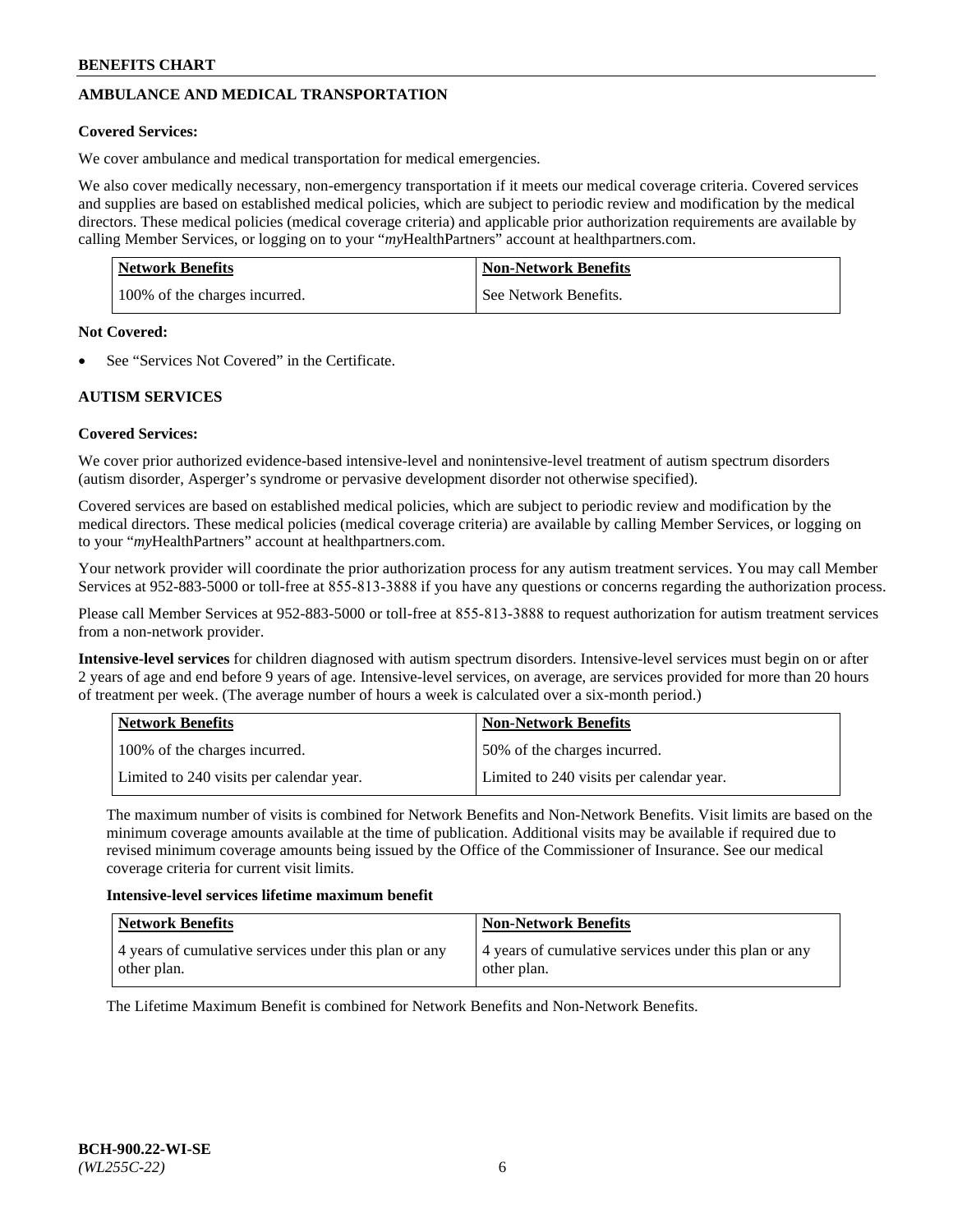## AMBULANCE AND MEDICAL TRANSPORTATION

**Covered Services:**

We cover ambulance and medical transportation for medical emergencies.

We also cover medically necessary, non-emergency transportation if it meets our medical coverage criteria. Covered services and supplies are based on established medical policies, which are subject to periodic review and modification by the medical directors. These medical policies (medical coverage criteria) and applicable prior authorization requirements are available by calling Member Services, or logging on to your "*my*HealthPartners" account at healthpartners.com.

| Network Benefits | Non-Network Benefits |
|---|---|
| 100% of the charges incurred. | See Network Benefits. |

**Not Covered:**

- See "Services Not Covered" in the Certificate.

## AUTISM SERVICES

**Covered Services:**

We cover prior authorized evidence-based intensive-level and nonintensive-level treatment of autism spectrum disorders (autism disorder, Asperger's syndrome or pervasive development disorder not otherwise specified).

Covered services are based on established medical policies, which are subject to periodic review and modification by the medical directors. These medical policies (medical coverage criteria) are available by calling Member Services, or logging on to your "*my*HealthPartners" account at healthpartners.com.

Your network provider will coordinate the prior authorization process for any autism treatment services. You may call Member Services at 952-883-5000 or toll-free at 855-813-3888 if you have any questions or concerns regarding the authorization process.

Please call Member Services at 952-883-5000 or toll-free at 855-813-3888 to request authorization for autism treatment services from a non-network provider.

**Intensive-level services** for children diagnosed with autism spectrum disorders. Intensive-level services must begin on or after 2 years of age and end before 9 years of age. Intensive-level services, on average, are services provided for more than 20 hours of treatment per week. (The average number of hours a week is calculated over a six-month period.)

| Network Benefits | Non-Network Benefits |
|---|---|
| 100% of the charges incurred. | 50% of the charges incurred. |
| Limited to 240 visits per calendar year. | Limited to 240 visits per calendar year. |

The maximum number of visits is combined for Network Benefits and Non-Network Benefits. Visit limits are based on the minimum coverage amounts available at the time of publication. Additional visits may be available if required due to revised minimum coverage amounts being issued by the Office of the Commissioner of Insurance. See our medical coverage criteria for current visit limits.

**Intensive-level services lifetime maximum benefit**

| Network Benefits | Non-Network Benefits |
|---|---|
| 4 years of cumulative services under this plan or any other plan. | 4 years of cumulative services under this plan or any other plan. |

The Lifetime Maximum Benefit is combined for Network Benefits and Non-Network Benefits.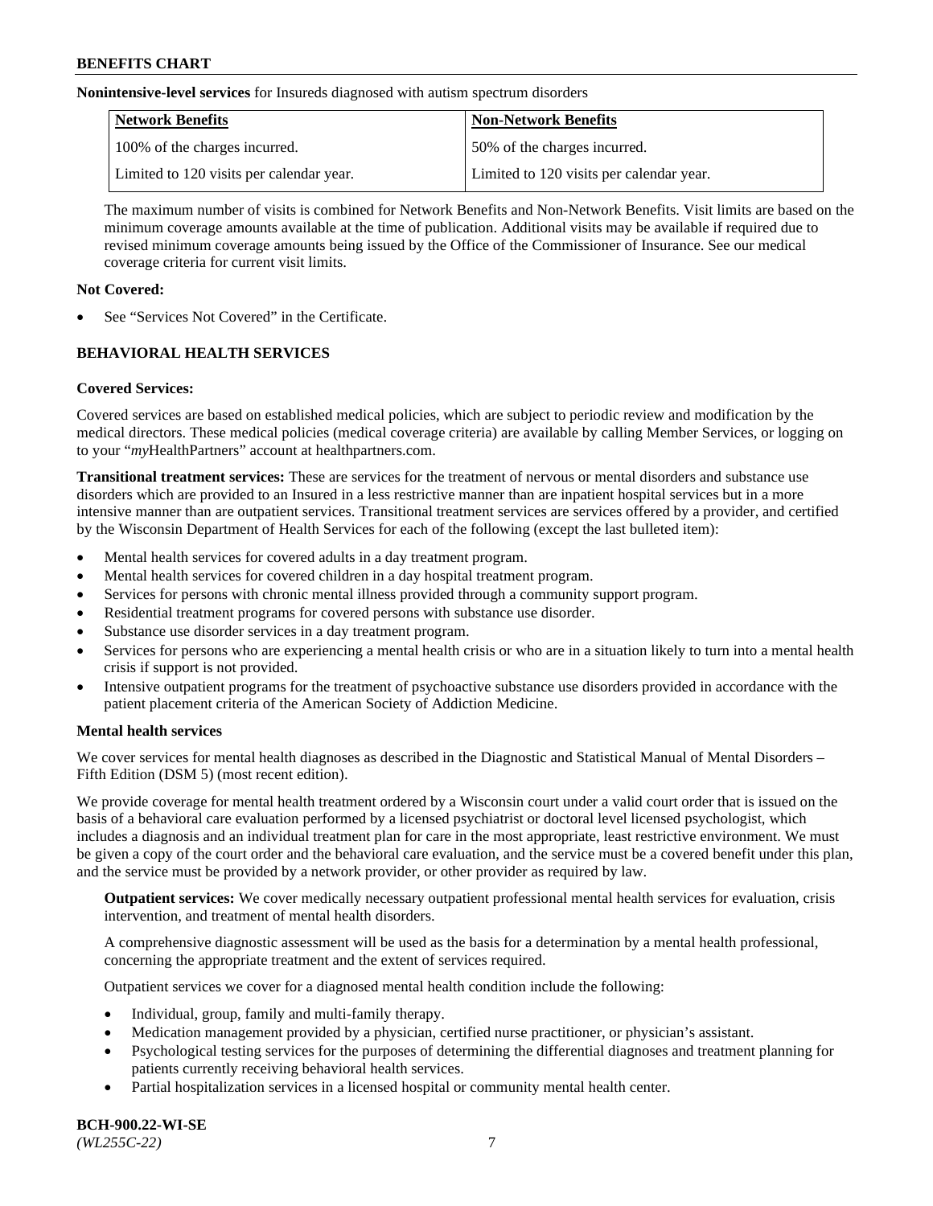**Nonintensive-level services** for Insureds diagnosed with autism spectrum disorders

| Network Benefits | Non-Network Benefits |
|---|---|
| 100% of the charges incurred. | 50% of the charges incurred. |
| Limited to 120 visits per calendar year. | Limited to 120 visits per calendar year. |

The maximum number of visits is combined for Network Benefits and Non-Network Benefits. Visit limits are based on the minimum coverage amounts available at the time of publication. Additional visits may be available if required due to revised minimum coverage amounts being issued by the Office of the Commissioner of Insurance. See our medical coverage criteria for current visit limits.

**Not Covered:**

- See "Services Not Covered" in the Certificate.

## BEHAVIORAL HEALTH SERVICES

**Covered Services:**

Covered services are based on established medical policies, which are subject to periodic review and modification by the medical directors. These medical policies (medical coverage criteria) are available by calling Member Services, or logging on to your "*my*HealthPartners" account at healthpartners.com.

**Transitional treatment services:** These are services for the treatment of nervous or mental disorders and substance use disorders which are provided to an Insured in a less restrictive manner than are inpatient hospital services but in a more intensive manner than are outpatient services. Transitional treatment services are services offered by a provider, and certified by the Wisconsin Department of Health Services for each of the following (except the last bulleted item):

- Mental health services for covered adults in a day treatment program.
- Mental health services for covered children in a day hospital treatment program.
- Services for persons with chronic mental illness provided through a community support program.
- Residential treatment programs for covered persons with substance use disorder.
- Substance use disorder services in a day treatment program.
- Services for persons who are experiencing a mental health crisis or who are in a situation likely to turn into a mental health crisis if support is not provided.
- Intensive outpatient programs for the treatment of psychoactive substance use disorders provided in accordance with the patient placement criteria of the American Society of Addiction Medicine.

**Mental health services**

We cover services for mental health diagnoses as described in the Diagnostic and Statistical Manual of Mental Disorders – Fifth Edition (DSM 5) (most recent edition).

We provide coverage for mental health treatment ordered by a Wisconsin court under a valid court order that is issued on the basis of a behavioral care evaluation performed by a licensed psychiatrist or doctoral level licensed psychologist, which includes a diagnosis and an individual treatment plan for care in the most appropriate, least restrictive environment. We must be given a copy of the court order and the behavioral care evaluation, and the service must be a covered benefit under this plan, and the service must be provided by a network provider, or other provider as required by law.

**Outpatient services:** We cover medically necessary outpatient professional mental health services for evaluation, crisis intervention, and treatment of mental health disorders.

A comprehensive diagnostic assessment will be used as the basis for a determination by a mental health professional, concerning the appropriate treatment and the extent of services required.

Outpatient services we cover for a diagnosed mental health condition include the following:

- Individual, group, family and multi-family therapy.
- Medication management provided by a physician, certified nurse practitioner, or physician's assistant.
- Psychological testing services for the purposes of determining the differential diagnoses and treatment planning for patients currently receiving behavioral health services.
- Partial hospitalization services in a licensed hospital or community mental health center.

**BCH-900.22-WI-SE**
*(WL255C-22)*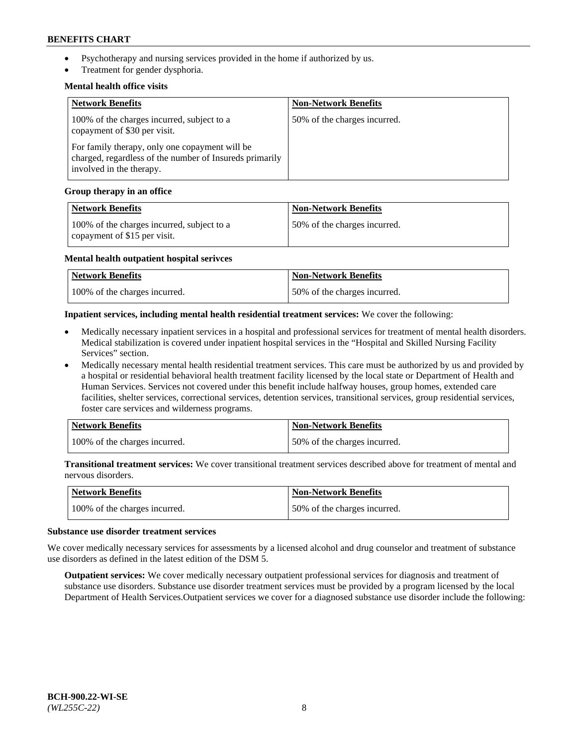- Psychotherapy and nursing services provided in the home if authorized by us.
- Treatment for gender dysphoria.

**Mental health office visits**

| Network Benefits | Non-Network Benefits |
| --- | --- |
| 100% of the charges incurred, subject to a copayment of $30 per visit.<br><br>For family therapy, only one copayment will be charged, regardless of the number of Insureds primarily involved in the therapy. | 50% of the charges incurred. |

**Group therapy in an office**

| Network Benefits | Non-Network Benefits |
| --- | --- |
| 100% of the charges incurred, subject to a copayment of $15 per visit. | 50% of the charges incurred. |

**Mental health outpatient hospital serivces**

| Network Benefits | Non-Network Benefits |
| --- | --- |
| 100% of the charges incurred. | 50% of the charges incurred. |

**Inpatient services, including mental health residential treatment services:** We cover the following:

- Medically necessary inpatient services in a hospital and professional services for treatment of mental health disorders. Medical stabilization is covered under inpatient hospital services in the "Hospital and Skilled Nursing Facility Services" section.
- Medically necessary mental health residential treatment services. This care must be authorized by us and provided by a hospital or residential behavioral health treatment facility licensed by the local state or Department of Health and Human Services. Services not covered under this benefit include halfway houses, group homes, extended care facilities, shelter services, correctional services, detention services, transitional services, group residential services, foster care services and wilderness programs.

| Network Benefits | Non-Network Benefits |
| --- | --- |
| 100% of the charges incurred. | 50% of the charges incurred. |

**Transitional treatment services:** We cover transitional treatment services described above for treatment of mental and nervous disorders.

| Network Benefits | Non-Network Benefits |
| --- | --- |
| 100% of the charges incurred. | 50% of the charges incurred. |

**Substance use disorder treatment services**

We cover medically necessary services for assessments by a licensed alcohol and drug counselor and treatment of substance use disorders as defined in the latest edition of the DSM 5.

**Outpatient services:** We cover medically necessary outpatient professional services for diagnosis and treatment of substance use disorders. Substance use disorder treatment services must be provided by a program licensed by the local Department of Health Services.Outpatient services we cover for a diagnosed substance use disorder include the following: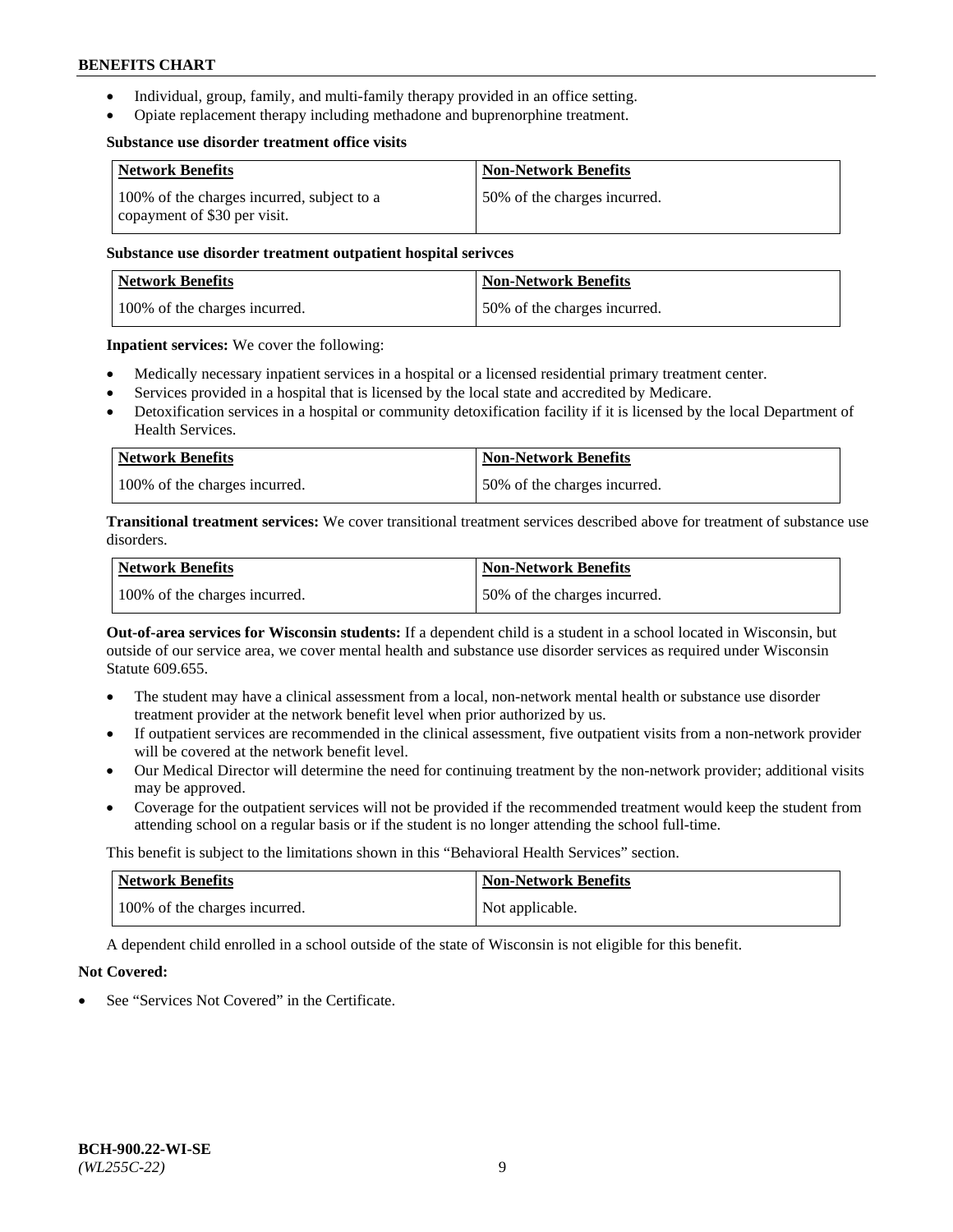- Individual, group, family, and multi-family therapy provided in an office setting.
- Opiate replacement therapy including methadone and buprenorphine treatment.

**Substance use disorder treatment office visits**

| Network Benefits | Non-Network Benefits |
|---|---|
| 100% of the charges incurred, subject to a copayment of $30 per visit. | 50% of the charges incurred. |

**Substance use disorder treatment outpatient hospital serivces**

| Network Benefits | Non-Network Benefits |
|---|---|
| 100% of the charges incurred. | 50% of the charges incurred. |

**Inpatient services:** We cover the following:

- Medically necessary inpatient services in a hospital or a licensed residential primary treatment center.
- Services provided in a hospital that is licensed by the local state and accredited by Medicare.
- Detoxification services in a hospital or community detoxification facility if it is licensed by the local Department of Health Services.

| Network Benefits | Non-Network Benefits |
|---|---|
| 100% of the charges incurred. | 50% of the charges incurred. |

**Transitional treatment services:** We cover transitional treatment services described above for treatment of substance use disorders.

| Network Benefits | Non-Network Benefits |
|---|---|
| 100% of the charges incurred. | 50% of the charges incurred. |

**Out-of-area services for Wisconsin students:** If a dependent child is a student in a school located in Wisconsin, but outside of our service area, we cover mental health and substance use disorder services as required under Wisconsin Statute 609.655.

- The student may have a clinical assessment from a local, non-network mental health or substance use disorder treatment provider at the network benefit level when prior authorized by us.
- If outpatient services are recommended in the clinical assessment, five outpatient visits from a non-network provider will be covered at the network benefit level.
- Our Medical Director will determine the need for continuing treatment by the non-network provider; additional visits may be approved.
- Coverage for the outpatient services will not be provided if the recommended treatment would keep the student from attending school on a regular basis or if the student is no longer attending the school full-time.

This benefit is subject to the limitations shown in this "Behavioral Health Services" section.

| Network Benefits | Non-Network Benefits |
|---|---|
| 100% of the charges incurred. | Not applicable. |

A dependent child enrolled in a school outside of the state of Wisconsin is not eligible for this benefit.

**Not Covered:**

- See "Services Not Covered" in the Certificate.

**BCH-900.22-WI-SE**
*(WL255C-22)*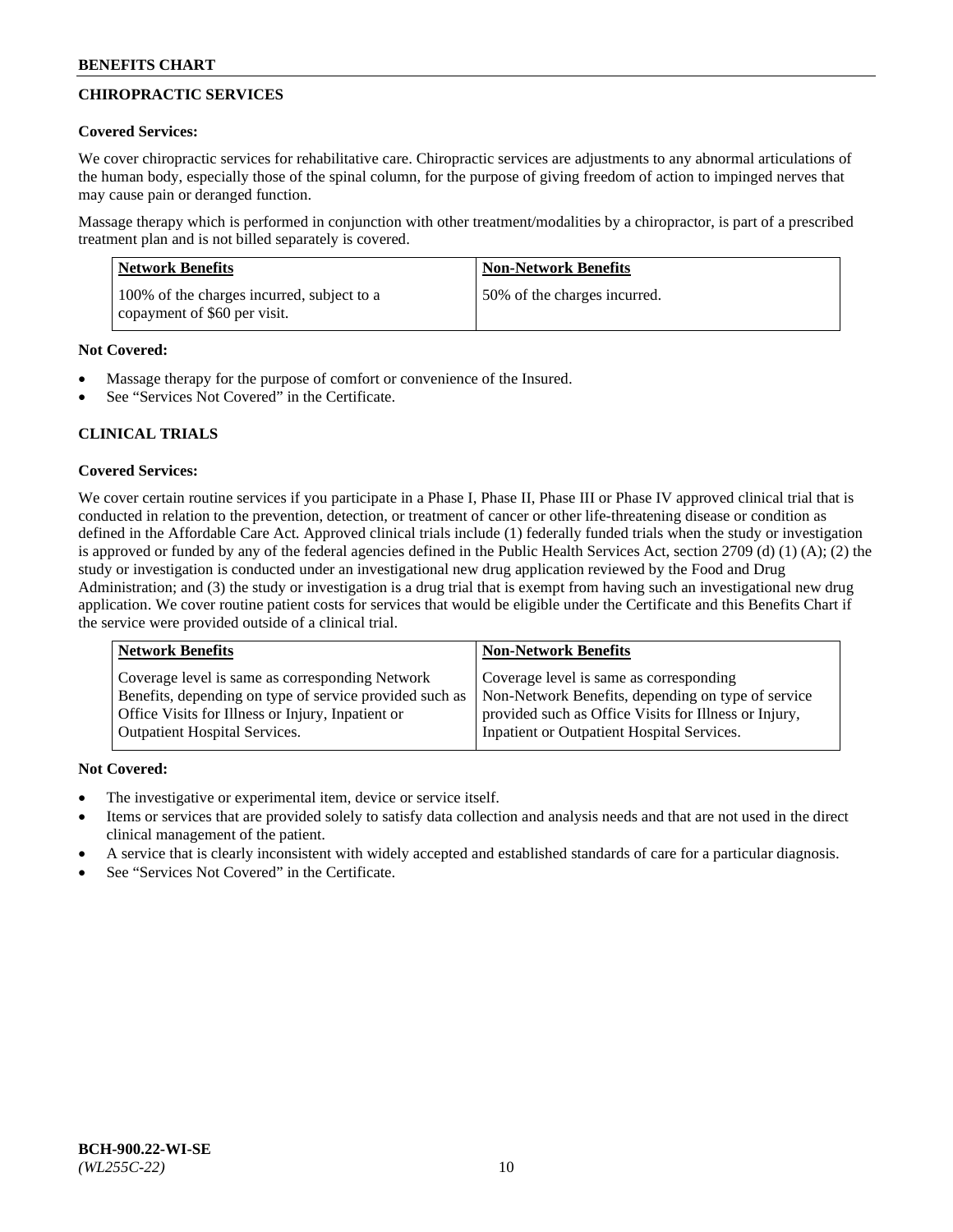## CHIROPRACTIC SERVICES

**Covered Services:**

We cover chiropractic services for rehabilitative care. Chiropractic services are adjustments to any abnormal articulations of the human body, especially those of the spinal column, for the purpose of giving freedom of action to impinged nerves that may cause pain or deranged function.

Massage therapy which is performed in conjunction with other treatment/modalities by a chiropractor, is part of a prescribed treatment plan and is not billed separately is covered.

| Network Benefits | Non-Network Benefits |
| --- | --- |
| 100% of the charges incurred, subject to a copayment of $60 per visit. | 50% of the charges incurred. |

**Not Covered:**

- Massage therapy for the purpose of comfort or convenience of the Insured.
- See "Services Not Covered" in the Certificate.

## CLINICAL TRIALS

**Covered Services:**

We cover certain routine services if you participate in a Phase I, Phase II, Phase III or Phase IV approved clinical trial that is conducted in relation to the prevention, detection, or treatment of cancer or other life-threatening disease or condition as defined in the Affordable Care Act. Approved clinical trials include (1) federally funded trials when the study or investigation is approved or funded by any of the federal agencies defined in the Public Health Services Act, section 2709 (d) (1) (A); (2) the study or investigation is conducted under an investigational new drug application reviewed by the Food and Drug Administration; and (3) the study or investigation is a drug trial that is exempt from having such an investigational new drug application. We cover routine patient costs for services that would be eligible under the Certificate and this Benefits Chart if the service were provided outside of a clinical trial.

| Network Benefits | Non-Network Benefits |
| --- | --- |
| Coverage level is same as corresponding Network Benefits, depending on type of service provided such as Office Visits for Illness or Injury, Inpatient or Outpatient Hospital Services. | Coverage level is same as corresponding Non-Network Benefits, depending on type of service provided such as Office Visits for Illness or Injury, Inpatient or Outpatient Hospital Services. |

**Not Covered:**

- The investigative or experimental item, device or service itself.
- Items or services that are provided solely to satisfy data collection and analysis needs and that are not used in the direct clinical management of the patient.
- A service that is clearly inconsistent with widely accepted and established standards of care for a particular diagnosis.
- See "Services Not Covered" in the Certificate.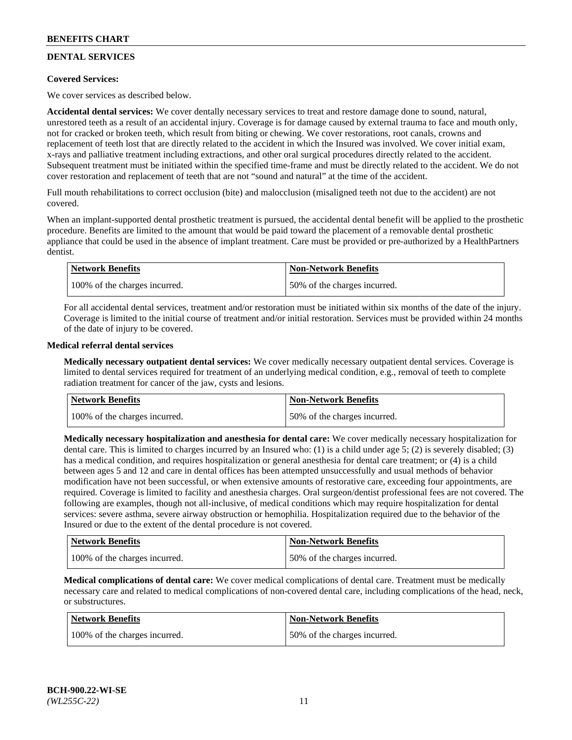## DENTAL SERVICES

**Covered Services:**

We cover services as described below.

**Accidental dental services:** We cover dentally necessary services to treat and restore damage done to sound, natural, unrestored teeth as a result of an accidental injury. Coverage is for damage caused by external trauma to face and mouth only, not for cracked or broken teeth, which result from biting or chewing. We cover restorations, root canals, crowns and replacement of teeth lost that are directly related to the accident in which the Insured was involved. We cover initial exam, x-rays and palliative treatment including extractions, and other oral surgical procedures directly related to the accident. Subsequent treatment must be initiated within the specified time-frame and must be directly related to the accident. We do not cover restoration and replacement of teeth that are not "sound and natural" at the time of the accident.

Full mouth rehabilitations to correct occlusion (bite) and malocclusion (misaligned teeth not due to the accident) are not covered.

When an implant-supported dental prosthetic treatment is pursued, the accidental dental benefit will be applied to the prosthetic procedure. Benefits are limited to the amount that would be paid toward the placement of a removable dental prosthetic appliance that could be used in the absence of implant treatment. Care must be provided or pre-authorized by a HealthPartners dentist.

| Network Benefits | Non-Network Benefits |
| --- | --- |
| 100% of the charges incurred. | 50% of the charges incurred. |

For all accidental dental services, treatment and/or restoration must be initiated within six months of the date of the injury. Coverage is limited to the initial course of treatment and/or initial restoration. Services must be provided within 24 months of the date of injury to be covered.

**Medical referral dental services**

**Medically necessary outpatient dental services:** We cover medically necessary outpatient dental services. Coverage is limited to dental services required for treatment of an underlying medical condition, e.g., removal of teeth to complete radiation treatment for cancer of the jaw, cysts and lesions.

| Network Benefits | Non-Network Benefits |
| --- | --- |
| 100% of the charges incurred. | 50% of the charges incurred. |

**Medically necessary hospitalization and anesthesia for dental care:** We cover medically necessary hospitalization for dental care. This is limited to charges incurred by an Insured who: (1) is a child under age 5; (2) is severely disabled; (3) has a medical condition, and requires hospitalization or general anesthesia for dental care treatment; or (4) is a child between ages 5 and 12 and care in dental offices has been attempted unsuccessfully and usual methods of behavior modification have not been successful, or when extensive amounts of restorative care, exceeding four appointments, are required. Coverage is limited to facility and anesthesia charges. Oral surgeon/dentist professional fees are not covered. The following are examples, though not all-inclusive, of medical conditions which may require hospitalization for dental services: severe asthma, severe airway obstruction or hemophilia. Hospitalization required due to the behavior of the Insured or due to the extent of the dental procedure is not covered.

| Network Benefits | Non-Network Benefits |
| --- | --- |
| 100% of the charges incurred. | 50% of the charges incurred. |

**Medical complications of dental care:** We cover medical complications of dental care. Treatment must be medically necessary care and related to medical complications of non-covered dental care, including complications of the head, neck, or substructures.

| Network Benefits | Non-Network Benefits |
| --- | --- |
| 100% of the charges incurred. | 50% of the charges incurred. |

BCH-900.22-WI-SE
*(WL255C-22)*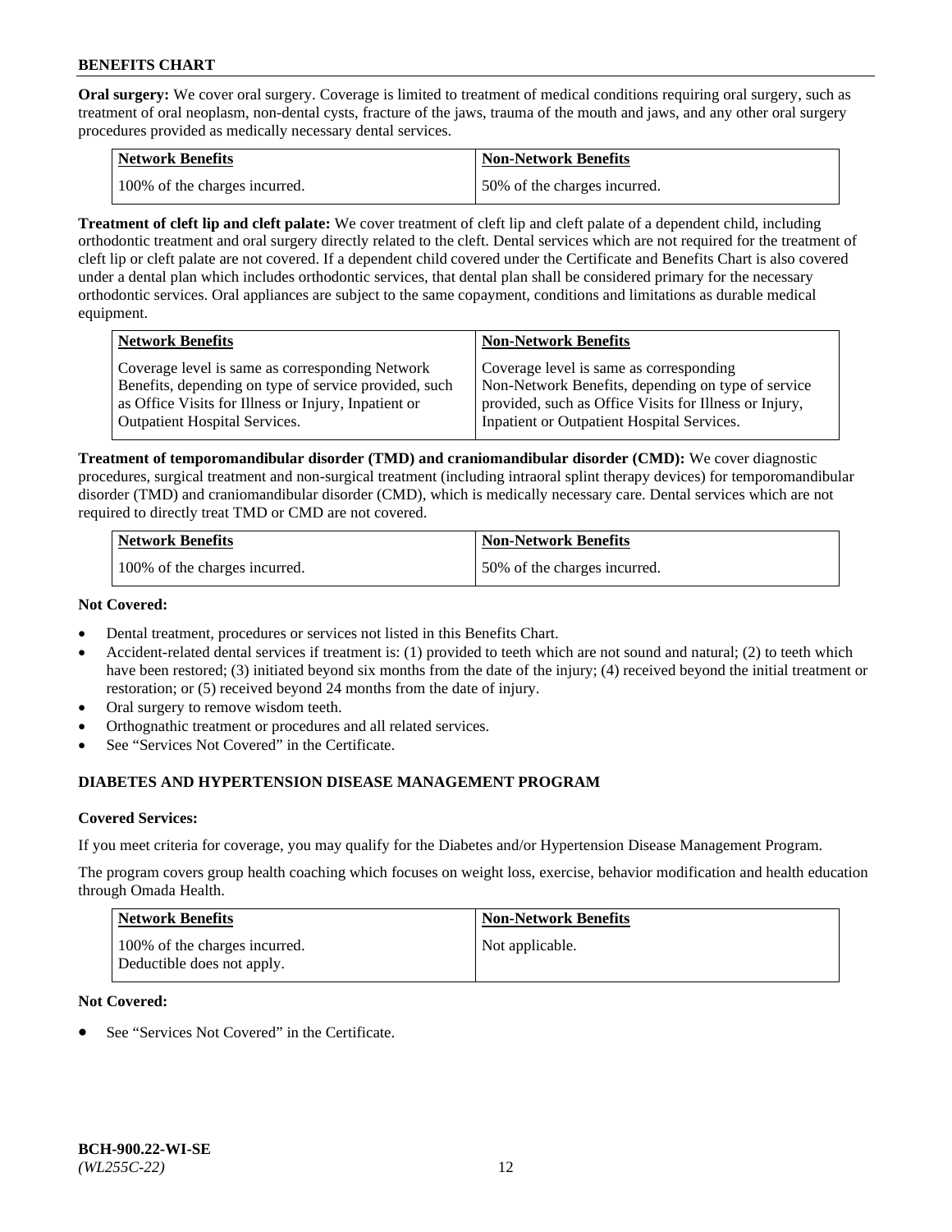**Oral surgery:** We cover oral surgery. Coverage is limited to treatment of medical conditions requiring oral surgery, such as treatment of oral neoplasm, non-dental cysts, fracture of the jaws, trauma of the mouth and jaws, and any other oral surgery procedures provided as medically necessary dental services.

| Network Benefits | Non-Network Benefits |
| --- | --- |
| 100% of the charges incurred. | 50% of the charges incurred. |

**Treatment of cleft lip and cleft palate:** We cover treatment of cleft lip and cleft palate of a dependent child, including orthodontic treatment and oral surgery directly related to the cleft. Dental services which are not required for the treatment of cleft lip or cleft palate are not covered. If a dependent child covered under the Certificate and Benefits Chart is also covered under a dental plan which includes orthodontic services, that dental plan shall be considered primary for the necessary orthodontic services. Oral appliances are subject to the same copayment, conditions and limitations as durable medical equipment.

| Network Benefits | Non-Network Benefits |
| --- | --- |
| Coverage level is same as corresponding Network Benefits, depending on type of service provided, such as Office Visits for Illness or Injury, Inpatient or Outpatient Hospital Services. | Coverage level is same as corresponding Non-Network Benefits, depending on type of service provided, such as Office Visits for Illness or Injury, Inpatient or Outpatient Hospital Services. |

**Treatment of temporomandibular disorder (TMD) and craniomandibular disorder (CMD):** We cover diagnostic procedures, surgical treatment and non-surgical treatment (including intraoral splint therapy devices) for temporomandibular disorder (TMD) and craniomandibular disorder (CMD), which is medically necessary care. Dental services which are not required to directly treat TMD or CMD are not covered.

| Network Benefits | Non-Network Benefits |
| --- | --- |
| 100% of the charges incurred. | 50% of the charges incurred. |

**Not Covered:**

- Dental treatment, procedures or services not listed in this Benefits Chart.
- Accident-related dental services if treatment is: (1) provided to teeth which are not sound and natural; (2) to teeth which have been restored; (3) initiated beyond six months from the date of the injury; (4) received beyond the initial treatment or restoration; or (5) received beyond 24 months from the date of injury.
- Oral surgery to remove wisdom teeth.
- Orthognathic treatment or procedures and all related services.
- See "Services Not Covered" in the Certificate.

## DIABETES AND HYPERTENSION DISEASE MANAGEMENT PROGRAM

**Covered Services:**

If you meet criteria for coverage, you may qualify for the Diabetes and/or Hypertension Disease Management Program.

The program covers group health coaching which focuses on weight loss, exercise, behavior modification and health education through Omada Health.

| Network Benefits | Non-Network Benefits |
| --- | --- |
| 100% of the charges incurred. Deductible does not apply. | Not applicable. |

**Not Covered:**

- See "Services Not Covered" in the Certificate.

BCH-900.22-WI-SE
*(WL255C-22)*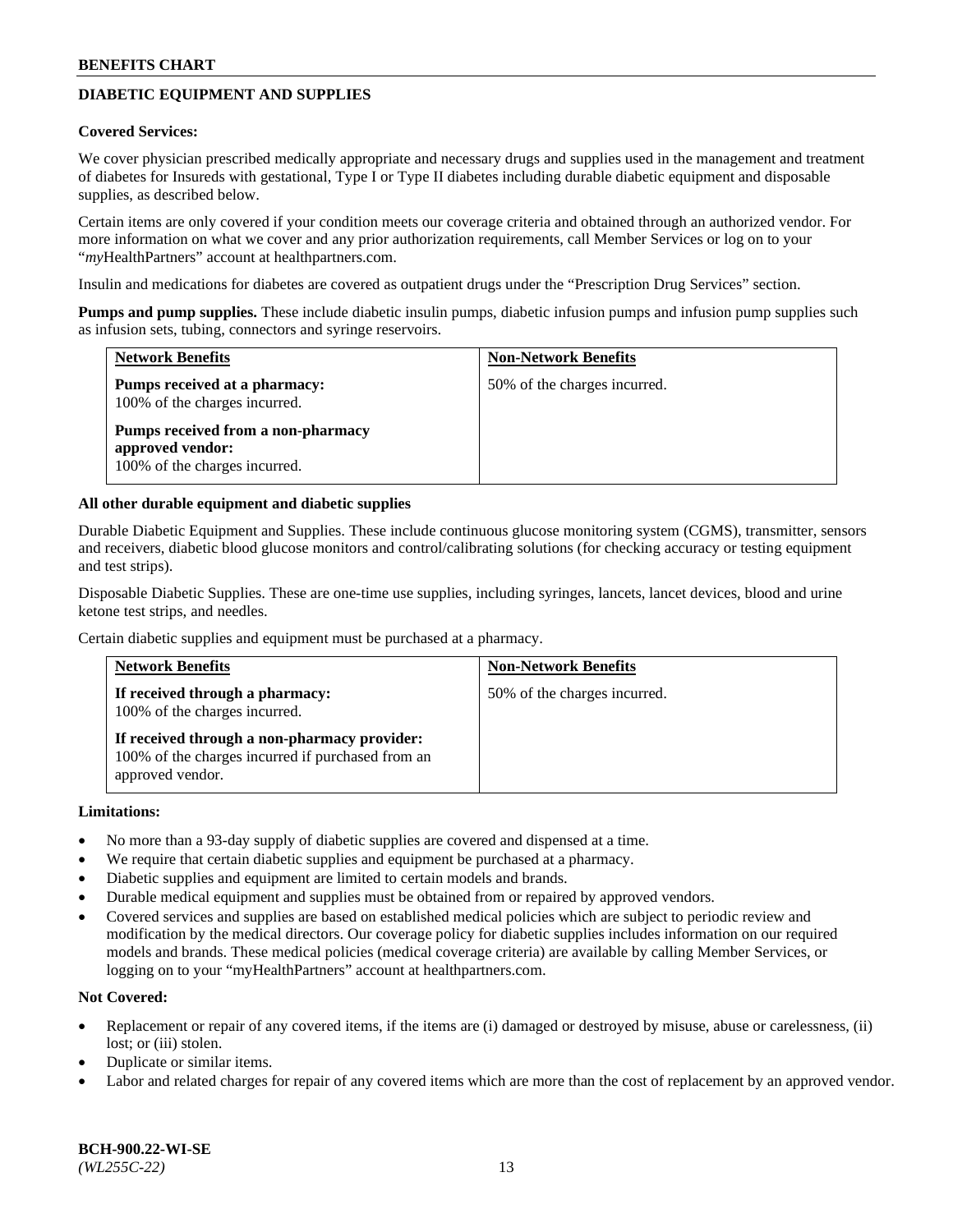## DIABETIC EQUIPMENT AND SUPPLIES

**Covered Services:**

We cover physician prescribed medically appropriate and necessary drugs and supplies used in the management and treatment of diabetes for Insureds with gestational, Type I or Type II diabetes including durable diabetic equipment and disposable supplies, as described below.

Certain items are only covered if your condition meets our coverage criteria and obtained through an authorized vendor. For more information on what we cover and any prior authorization requirements, call Member Services or log on to your "*my*HealthPartners" account at healthpartners.com.

Insulin and medications for diabetes are covered as outpatient drugs under the "Prescription Drug Services" section.

**Pumps and pump supplies.** These include diabetic insulin pumps, diabetic infusion pumps and infusion pump supplies such as infusion sets, tubing, connectors and syringe reservoirs.

| Network Benefits | Non-Network Benefits |
|---|---|
| **Pumps received at a pharmacy:** 100% of the charges incurred.<br><br>**Pumps received from a non-pharmacy approved vendor:** 100% of the charges incurred. | 50% of the charges incurred. |

**All other durable equipment and diabetic supplies**

Durable Diabetic Equipment and Supplies. These include continuous glucose monitoring system (CGMS), transmitter, sensors and receivers, diabetic blood glucose monitors and control/calibrating solutions (for checking accuracy or testing equipment and test strips).

Disposable Diabetic Supplies. These are one-time use supplies, including syringes, lancets, lancet devices, blood and urine ketone test strips, and needles.

Certain diabetic supplies and equipment must be purchased at a pharmacy.

| Network Benefits | Non-Network Benefits |
|---|---|
| **If received through a pharmacy:** 100% of the charges incurred.<br><br>**If received through a non-pharmacy provider:** 100% of the charges incurred if purchased from an approved vendor. | 50% of the charges incurred. |

**Limitations:**

- No more than a 93-day supply of diabetic supplies are covered and dispensed at a time.
- We require that certain diabetic supplies and equipment be purchased at a pharmacy.
- Diabetic supplies and equipment are limited to certain models and brands.
- Durable medical equipment and supplies must be obtained from or repaired by approved vendors.
- Covered services and supplies are based on established medical policies which are subject to periodic review and modification by the medical directors. Our coverage policy for diabetic supplies includes information on our required models and brands. These medical policies (medical coverage criteria) are available by calling Member Services, or logging on to your "myHealthPartners" account at healthpartners.com.

**Not Covered:**

- Replacement or repair of any covered items, if the items are (i) damaged or destroyed by misuse, abuse or carelessness, (ii) lost; or (iii) stolen.
- Duplicate or similar items.
- Labor and related charges for repair of any covered items which are more than the cost of replacement by an approved vendor.

**BCH-900.22-WI-SE**
*(WL255C-22)*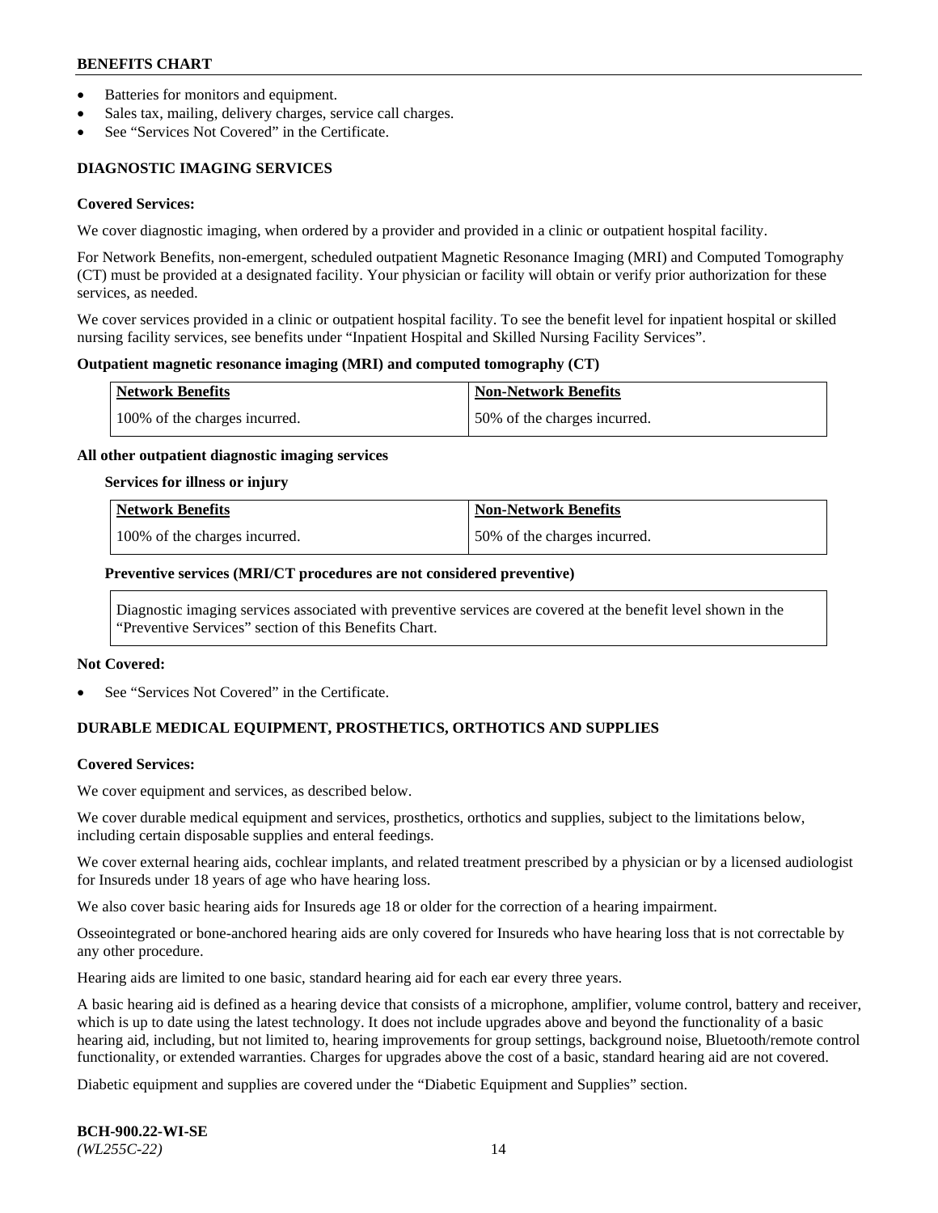- Batteries for monitors and equipment.
- Sales tax, mailing, delivery charges, service call charges.
- See "Services Not Covered" in the Certificate.

## DIAGNOSTIC IMAGING SERVICES

**Covered Services:**

We cover diagnostic imaging, when ordered by a provider and provided in a clinic or outpatient hospital facility.

For Network Benefits, non-emergent, scheduled outpatient Magnetic Resonance Imaging (MRI) and Computed Tomography (CT) must be provided at a designated facility. Your physician or facility will obtain or verify prior authorization for these services, as needed.

We cover services provided in a clinic or outpatient hospital facility. To see the benefit level for inpatient hospital or skilled nursing facility services, see benefits under "Inpatient Hospital and Skilled Nursing Facility Services".

**Outpatient magnetic resonance imaging (MRI) and computed tomography (CT)**

| Network Benefits | Non-Network Benefits |
|---|---|
| 100% of the charges incurred. | 50% of the charges incurred. |

**All other outpatient diagnostic imaging services**

**Services for illness or injury**

| Network Benefits | Non-Network Benefits |
|---|---|
| 100% of the charges incurred. | 50% of the charges incurred. |

**Preventive services (MRI/CT procedures are not considered preventive)**

Diagnostic imaging services associated with preventive services are covered at the benefit level shown in the "Preventive Services" section of this Benefits Chart.

**Not Covered:**

- See "Services Not Covered" in the Certificate.

## DURABLE MEDICAL EQUIPMENT, PROSTHETICS, ORTHOTICS AND SUPPLIES

**Covered Services:**

We cover equipment and services, as described below.

We cover durable medical equipment and services, prosthetics, orthotics and supplies, subject to the limitations below, including certain disposable supplies and enteral feedings.

We cover external hearing aids, cochlear implants, and related treatment prescribed by a physician or by a licensed audiologist for Insureds under 18 years of age who have hearing loss.

We also cover basic hearing aids for Insureds age 18 or older for the correction of a hearing impairment.

Osseointegrated or bone-anchored hearing aids are only covered for Insureds who have hearing loss that is not correctable by any other procedure.

Hearing aids are limited to one basic, standard hearing aid for each ear every three years.

A basic hearing aid is defined as a hearing device that consists of a microphone, amplifier, volume control, battery and receiver, which is up to date using the latest technology. It does not include upgrades above and beyond the functionality of a basic hearing aid, including, but not limited to, hearing improvements for group settings, background noise, Bluetooth/remote control functionality, or extended warranties. Charges for upgrades above the cost of a basic, standard hearing aid are not covered.

Diabetic equipment and supplies are covered under the "Diabetic Equipment and Supplies" section.

**BCH-900.22-WI-SE**
*(WL255C-22)*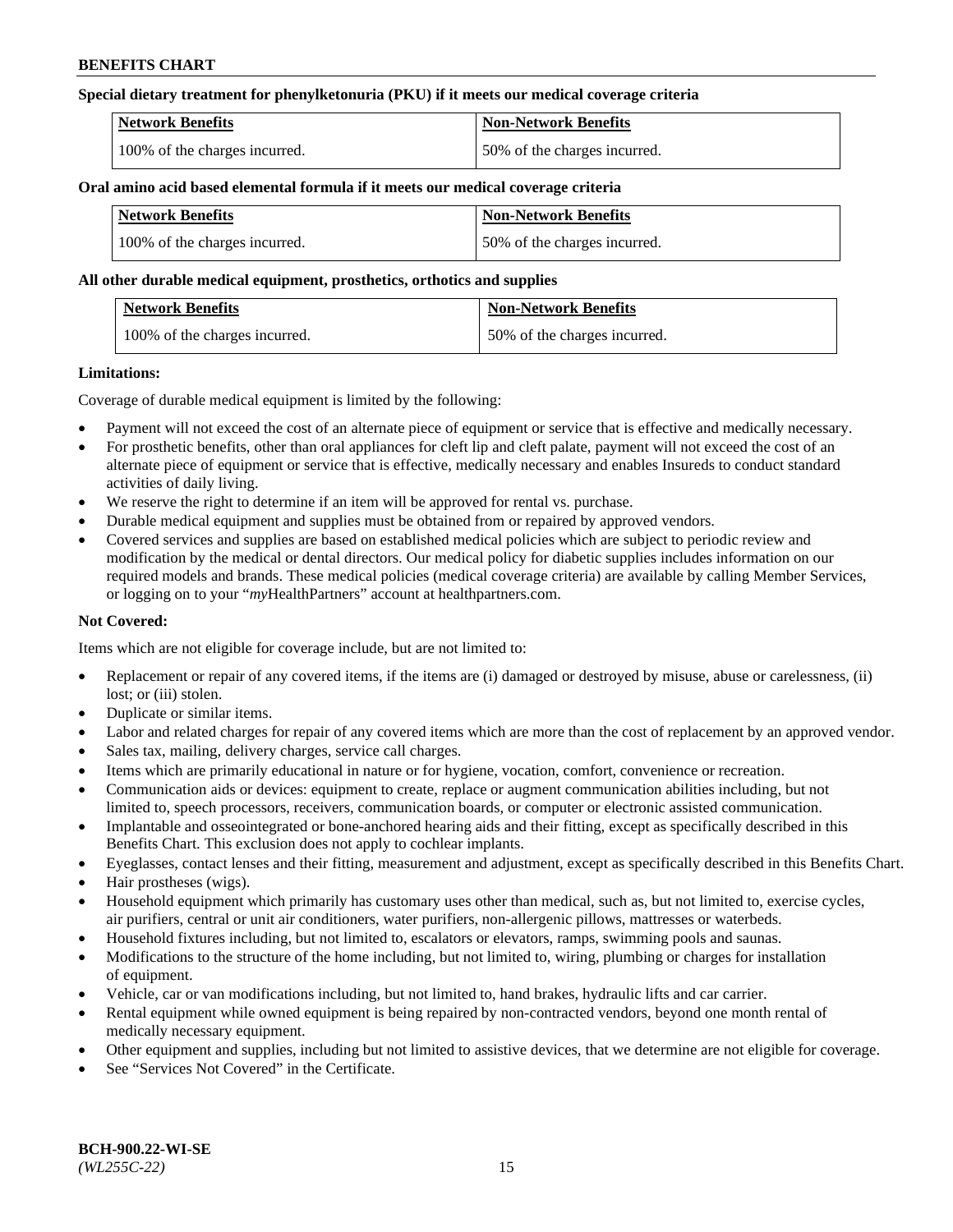**Special dietary treatment for phenylketonuria (PKU) if it meets our medical coverage criteria**

| Network Benefits | Non-Network Benefits |
|---|---|
| 100% of the charges incurred. | 50% of the charges incurred. |

**Oral amino acid based elemental formula if it meets our medical coverage criteria**

| Network Benefits | Non-Network Benefits |
|---|---|
| 100% of the charges incurred. | 50% of the charges incurred. |

**All other durable medical equipment, prosthetics, orthotics and supplies**

| Network Benefits | Non-Network Benefits |
|---|---|
| 100% of the charges incurred. | 50% of the charges incurred. |

**Limitations:**

Coverage of durable medical equipment is limited by the following:

- Payment will not exceed the cost of an alternate piece of equipment or service that is effective and medically necessary.
- For prosthetic benefits, other than oral appliances for cleft lip and cleft palate, payment will not exceed the cost of an alternate piece of equipment or service that is effective, medically necessary and enables Insureds to conduct standard activities of daily living.
- We reserve the right to determine if an item will be approved for rental vs. purchase.
- Durable medical equipment and supplies must be obtained from or repaired by approved vendors.
- Covered services and supplies are based on established medical policies which are subject to periodic review and modification by the medical or dental directors. Our medical policy for diabetic supplies includes information on our required models and brands. These medical policies (medical coverage criteria) are available by calling Member Services, or logging on to your "*my*HealthPartners" account at healthpartners.com.

**Not Covered:**

Items which are not eligible for coverage include, but are not limited to:

- Replacement or repair of any covered items, if the items are (i) damaged or destroyed by misuse, abuse or carelessness, (ii) lost; or (iii) stolen.
- Duplicate or similar items.
- Labor and related charges for repair of any covered items which are more than the cost of replacement by an approved vendor.
- Sales tax, mailing, delivery charges, service call charges.
- Items which are primarily educational in nature or for hygiene, vocation, comfort, convenience or recreation.
- Communication aids or devices: equipment to create, replace or augment communication abilities including, but not limited to, speech processors, receivers, communication boards, or computer or electronic assisted communication.
- Implantable and osseointegrated or bone-anchored hearing aids and their fitting, except as specifically described in this Benefits Chart. This exclusion does not apply to cochlear implants.
- Eyeglasses, contact lenses and their fitting, measurement and adjustment, except as specifically described in this Benefits Chart.
- Hair prostheses (wigs).
- Household equipment which primarily has customary uses other than medical, such as, but not limited to, exercise cycles, air purifiers, central or unit air conditioners, water purifiers, non-allergenic pillows, mattresses or waterbeds.
- Household fixtures including, but not limited to, escalators or elevators, ramps, swimming pools and saunas.
- Modifications to the structure of the home including, but not limited to, wiring, plumbing or charges for installation of equipment.
- Vehicle, car or van modifications including, but not limited to, hand brakes, hydraulic lifts and car carrier.
- Rental equipment while owned equipment is being repaired by non-contracted vendors, beyond one month rental of medically necessary equipment.
- Other equipment and supplies, including but not limited to assistive devices, that we determine are not eligible for coverage.
- See "Services Not Covered" in the Certificate.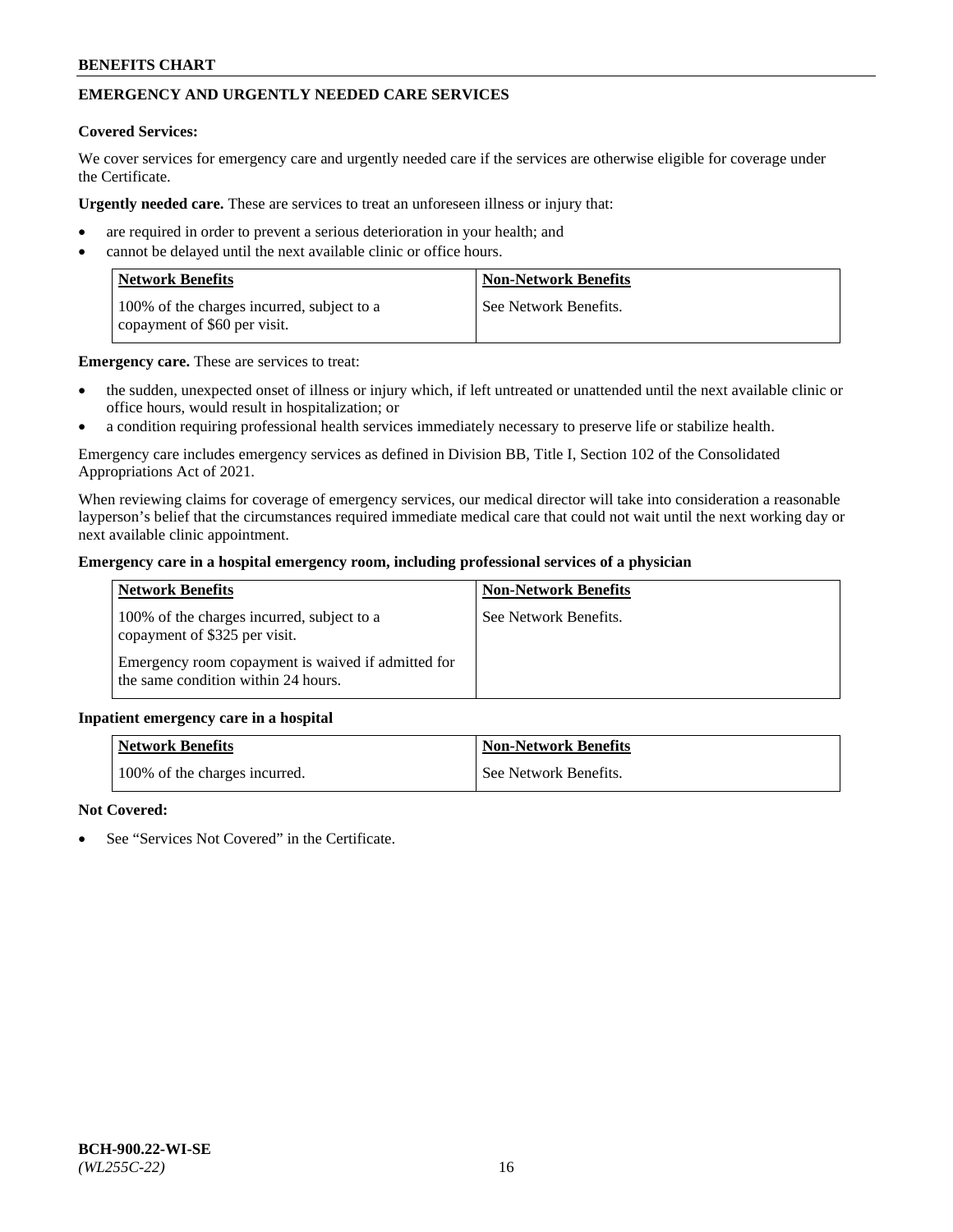## EMERGENCY AND URGENTLY NEEDED CARE SERVICES

**Covered Services:**

We cover services for emergency care and urgently needed care if the services are otherwise eligible for coverage under the Certificate.

**Urgently needed care.** These are services to treat an unforeseen illness or injury that:

- are required in order to prevent a serious deterioration in your health; and
- cannot be delayed until the next available clinic or office hours.

| Network Benefits | Non-Network Benefits |
|---|---|
| 100% of the charges incurred, subject to a copayment of $60 per visit. | See Network Benefits. |

**Emergency care.** These are services to treat:

- the sudden, unexpected onset of illness or injury which, if left untreated or unattended until the next available clinic or office hours, would result in hospitalization; or
- a condition requiring professional health services immediately necessary to preserve life or stabilize health.

Emergency care includes emergency services as defined in Division BB, Title I, Section 102 of the Consolidated Appropriations Act of 2021.

When reviewing claims for coverage of emergency services, our medical director will take into consideration a reasonable layperson's belief that the circumstances required immediate medical care that could not wait until the next working day or next available clinic appointment.

**Emergency care in a hospital emergency room, including professional services of a physician**

| Network Benefits | Non-Network Benefits |
|---|---|
| 100% of the charges incurred, subject to a copayment of $325 per visit.<br><br>Emergency room copayment is waived if admitted for the same condition within 24 hours. | See Network Benefits. |

**Inpatient emergency care in a hospital**

| Network Benefits | Non-Network Benefits |
|---|---|
| 100% of the charges incurred. | See Network Benefits. |

**Not Covered:**

- See "Services Not Covered" in the Certificate.

**BCH-900.22-WI-SE**
*(WL255C-22)*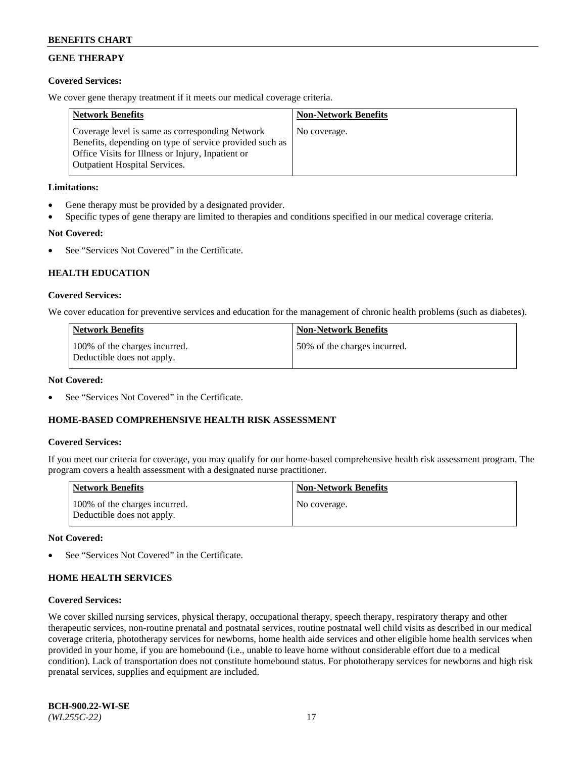## GENE THERAPY

### Covered Services:

We cover gene therapy treatment if it meets our medical coverage criteria.

| Network Benefits | Non-Network Benefits |
|---|---|
| Coverage level is same as corresponding Network Benefits, depending on type of service provided such as Office Visits for Illness or Injury, Inpatient or Outpatient Hospital Services. | No coverage. |

### Limitations:

- Gene therapy must be provided by a designated provider.
- Specific types of gene therapy are limited to therapies and conditions specified in our medical coverage criteria.

### Not Covered:

- See "Services Not Covered" in the Certificate.

## HEALTH EDUCATION

### Covered Services:

We cover education for preventive services and education for the management of chronic health problems (such as diabetes).

| Network Benefits | Non-Network Benefits |
|---|---|
| 100% of the charges incurred. Deductible does not apply. | 50% of the charges incurred. |

### Not Covered:

- See "Services Not Covered" in the Certificate.

## HOME-BASED COMPREHENSIVE HEALTH RISK ASSESSMENT

### Covered Services:

If you meet our criteria for coverage, you may qualify for our home-based comprehensive health risk assessment program. The program covers a health assessment with a designated nurse practitioner.

| Network Benefits | Non-Network Benefits |
|---|---|
| 100% of the charges incurred. Deductible does not apply. | No coverage. |

### Not Covered:

- See "Services Not Covered" in the Certificate.

## HOME HEALTH SERVICES

### Covered Services:

We cover skilled nursing services, physical therapy, occupational therapy, speech therapy, respiratory therapy and other therapeutic services, non-routine prenatal and postnatal services, routine postnatal well child visits as described in our medical coverage criteria, phototherapy services for newborns, home health aide services and other eligible home health services when provided in your home, if you are homebound (i.e., unable to leave home without considerable effort due to a medical condition). Lack of transportation does not constitute homebound status. For phototherapy services for newborns and high risk prenatal services, supplies and equipment are included.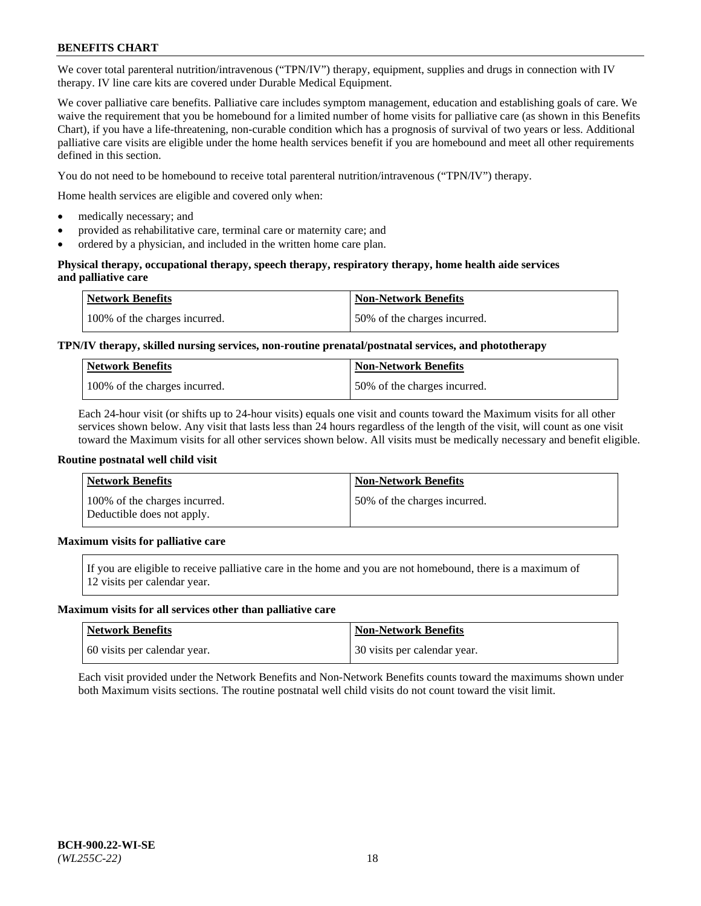We cover total parenteral nutrition/intravenous ("TPN/IV") therapy, equipment, supplies and drugs in connection with IV therapy. IV line care kits are covered under Durable Medical Equipment.

We cover palliative care benefits. Palliative care includes symptom management, education and establishing goals of care. We waive the requirement that you be homebound for a limited number of home visits for palliative care (as shown in this Benefits Chart), if you have a life-threatening, non-curable condition which has a prognosis of survival of two years or less. Additional palliative care visits are eligible under the home health services benefit if you are homebound and meet all other requirements defined in this section.

You do not need to be homebound to receive total parenteral nutrition/intravenous ("TPN/IV") therapy.

Home health services are eligible and covered only when:

- medically necessary; and
- provided as rehabilitative care, terminal care or maternity care; and
- ordered by a physician, and included in the written home care plan.

**Physical therapy, occupational therapy, speech therapy, respiratory therapy, home health aide services and palliative care**

| Network Benefits | Non-Network Benefits |
|---|---|
| 100% of the charges incurred. | 50% of the charges incurred. |

**TPN/IV therapy, skilled nursing services, non-routine prenatal/postnatal services, and phototherapy**

| Network Benefits | Non-Network Benefits |
|---|---|
| 100% of the charges incurred. | 50% of the charges incurred. |

Each 24-hour visit (or shifts up to 24-hour visits) equals one visit and counts toward the Maximum visits for all other services shown below. Any visit that lasts less than 24 hours regardless of the length of the visit, will count as one visit toward the Maximum visits for all other services shown below. All visits must be medically necessary and benefit eligible.

**Routine postnatal well child visit**

| Network Benefits | Non-Network Benefits |
|---|---|
| 100% of the charges incurred. Deductible does not apply. | 50% of the charges incurred. |

**Maximum visits for palliative care**

| If you are eligible to receive palliative care in the home and you are not homebound, there is a maximum of 12 visits per calendar year. |
|---|

**Maximum visits for all services other than palliative care**

| Network Benefits | Non-Network Benefits |
|---|---|
| 60 visits per calendar year. | 30 visits per calendar year. |

Each visit provided under the Network Benefits and Non-Network Benefits counts toward the maximums shown under both Maximum visits sections. The routine postnatal well child visits do not count toward the visit limit.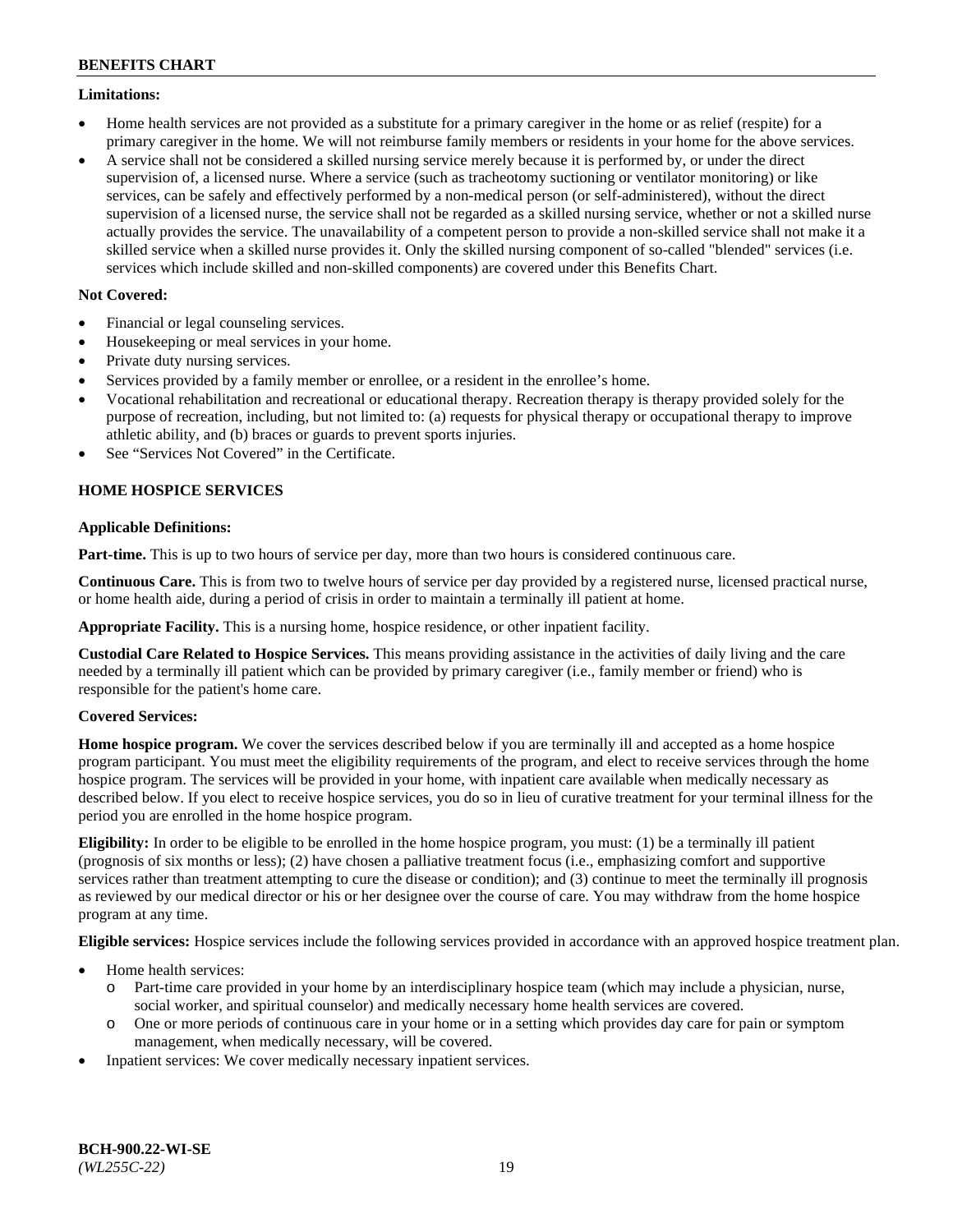**Limitations:**

- Home health services are not provided as a substitute for a primary caregiver in the home or as relief (respite) for a primary caregiver in the home. We will not reimburse family members or residents in your home for the above services.
- A service shall not be considered a skilled nursing service merely because it is performed by, or under the direct supervision of, a licensed nurse. Where a service (such as tracheotomy suctioning or ventilator monitoring) or like services, can be safely and effectively performed by a non-medical person (or self-administered), without the direct supervision of a licensed nurse, the service shall not be regarded as a skilled nursing service, whether or not a skilled nurse actually provides the service. The unavailability of a competent person to provide a non-skilled service shall not make it a skilled service when a skilled nurse provides it. Only the skilled nursing component of so-called "blended" services (i.e. services which include skilled and non-skilled components) are covered under this Benefits Chart.

**Not Covered:**

- Financial or legal counseling services.
- Housekeeping or meal services in your home.
- Private duty nursing services.
- Services provided by a family member or enrollee, or a resident in the enrollee's home.
- Vocational rehabilitation and recreational or educational therapy. Recreation therapy is therapy provided solely for the purpose of recreation, including, but not limited to: (a) requests for physical therapy or occupational therapy to improve athletic ability, and (b) braces or guards to prevent sports injuries.
- See "Services Not Covered" in the Certificate.

**HOME HOSPICE SERVICES**

**Applicable Definitions:**

**Part-time.** This is up to two hours of service per day, more than two hours is considered continuous care.

**Continuous Care.** This is from two to twelve hours of service per day provided by a registered nurse, licensed practical nurse, or home health aide, during a period of crisis in order to maintain a terminally ill patient at home.

**Appropriate Facility.** This is a nursing home, hospice residence, or other inpatient facility.

**Custodial Care Related to Hospice Services.** This means providing assistance in the activities of daily living and the care needed by a terminally ill patient which can be provided by primary caregiver (i.e., family member or friend) who is responsible for the patient's home care.

**Covered Services:**

**Home hospice program.** We cover the services described below if you are terminally ill and accepted as a home hospice program participant. You must meet the eligibility requirements of the program, and elect to receive services through the home hospice program. The services will be provided in your home, with inpatient care available when medically necessary as described below. If you elect to receive hospice services, you do so in lieu of curative treatment for your terminal illness for the period you are enrolled in the home hospice program.

**Eligibility:** In order to be eligible to be enrolled in the home hospice program, you must: (1) be a terminally ill patient (prognosis of six months or less); (2) have chosen a palliative treatment focus (i.e., emphasizing comfort and supportive services rather than treatment attempting to cure the disease or condition); and (3) continue to meet the terminally ill prognosis as reviewed by our medical director or his or her designee over the course of care. You may withdraw from the home hospice program at any time.

**Eligible services:** Hospice services include the following services provided in accordance with an approved hospice treatment plan.

- Home health services:
  - Part-time care provided in your home by an interdisciplinary hospice team (which may include a physician, nurse, social worker, and spiritual counselor) and medically necessary home health services are covered.
  - One or more periods of continuous care in your home or in a setting which provides day care for pain or symptom management, when medically necessary, will be covered.
- Inpatient services: We cover medically necessary inpatient services.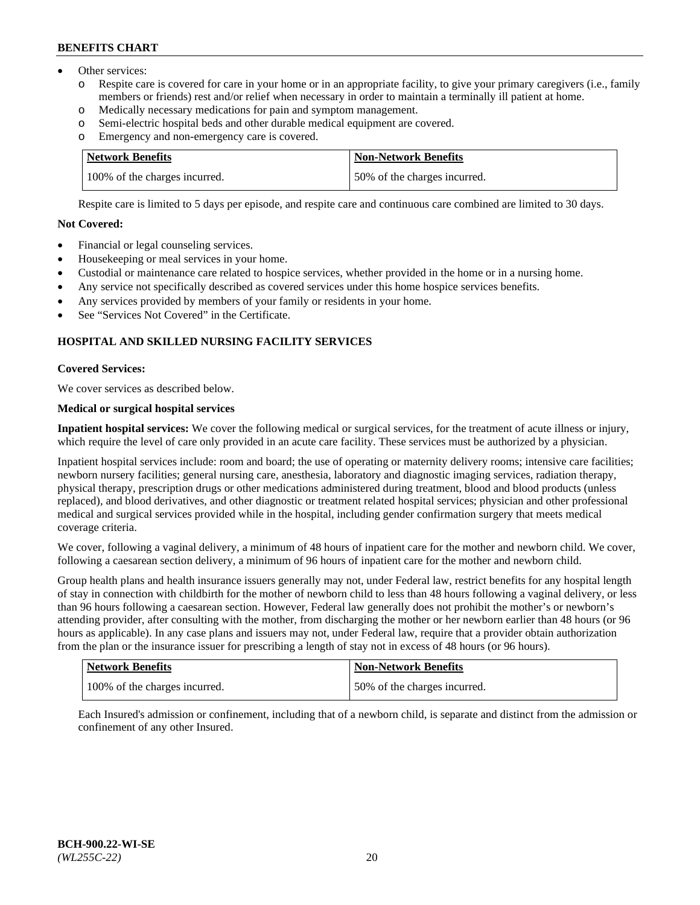- Other services:
  - Respite care is covered for care in your home or in an appropriate facility, to give your primary caregivers (i.e., family members or friends) rest and/or relief when necessary in order to maintain a terminally ill patient at home.
  - Medically necessary medications for pain and symptom management.
  - Semi-electric hospital beds and other durable medical equipment are covered.
  - Emergency and non-emergency care is covered.

| Network Benefits | Non-Network Benefits |
|---|---|
| 100% of the charges incurred. | 50% of the charges incurred. |

Respite care is limited to 5 days per episode, and respite care and continuous care combined are limited to 30 days.

**Not Covered:**

- Financial or legal counseling services.
- Housekeeping or meal services in your home.
- Custodial or maintenance care related to hospice services, whether provided in the home or in a nursing home.
- Any service not specifically described as covered services under this home hospice services benefits.
- Any services provided by members of your family or residents in your home.
- See "Services Not Covered" in the Certificate.

### HOSPITAL AND SKILLED NURSING FACILITY SERVICES

**Covered Services:**

We cover services as described below.

**Medical or surgical hospital services**

**Inpatient hospital services:** We cover the following medical or surgical services, for the treatment of acute illness or injury, which require the level of care only provided in an acute care facility. These services must be authorized by a physician.

Inpatient hospital services include: room and board; the use of operating or maternity delivery rooms; intensive care facilities; newborn nursery facilities; general nursing care, anesthesia, laboratory and diagnostic imaging services, radiation therapy, physical therapy, prescription drugs or other medications administered during treatment, blood and blood products (unless replaced), and blood derivatives, and other diagnostic or treatment related hospital services; physician and other professional medical and surgical services provided while in the hospital, including gender confirmation surgery that meets medical coverage criteria.

We cover, following a vaginal delivery, a minimum of 48 hours of inpatient care for the mother and newborn child. We cover, following a caesarean section delivery, a minimum of 96 hours of inpatient care for the mother and newborn child.

Group health plans and health insurance issuers generally may not, under Federal law, restrict benefits for any hospital length of stay in connection with childbirth for the mother of newborn child to less than 48 hours following a vaginal delivery, or less than 96 hours following a caesarean section. However, Federal law generally does not prohibit the mother's or newborn's attending provider, after consulting with the mother, from discharging the mother or her newborn earlier than 48 hours (or 96 hours as applicable). In any case plans and issuers may not, under Federal law, require that a provider obtain authorization from the plan or the insurance issuer for prescribing a length of stay not in excess of 48 hours (or 96 hours).

| Network Benefits | Non-Network Benefits |
|---|---|
| 100% of the charges incurred. | 50% of the charges incurred. |

Each Insured's admission or confinement, including that of a newborn child, is separate and distinct from the admission or confinement of any other Insured.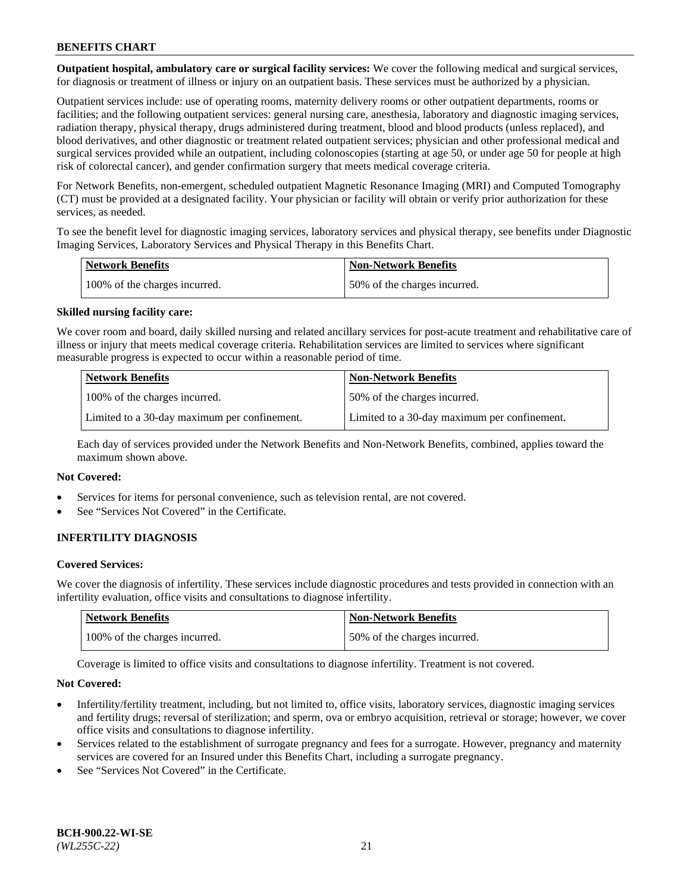**Outpatient hospital, ambulatory care or surgical facility services:** We cover the following medical and surgical services, for diagnosis or treatment of illness or injury on an outpatient basis. These services must be authorized by a physician.

Outpatient services include: use of operating rooms, maternity delivery rooms or other outpatient departments, rooms or facilities; and the following outpatient services: general nursing care, anesthesia, laboratory and diagnostic imaging services, radiation therapy, physical therapy, drugs administered during treatment, blood and blood products (unless replaced), and blood derivatives, and other diagnostic or treatment related outpatient services; physician and other professional medical and surgical services provided while an outpatient, including colonoscopies (starting at age 50, or under age 50 for people at high risk of colorectal cancer), and gender confirmation surgery that meets medical coverage criteria.

For Network Benefits, non-emergent, scheduled outpatient Magnetic Resonance Imaging (MRI) and Computed Tomography (CT) must be provided at a designated facility. Your physician or facility will obtain or verify prior authorization for these services, as needed.

To see the benefit level for diagnostic imaging services, laboratory services and physical therapy, see benefits under Diagnostic Imaging Services, Laboratory Services and Physical Therapy in this Benefits Chart.

| Network Benefits | Non-Network Benefits |
|---|---|
| 100% of the charges incurred. | 50% of the charges incurred. |

**Skilled nursing facility care:**

We cover room and board, daily skilled nursing and related ancillary services for post-acute treatment and rehabilitative care of illness or injury that meets medical coverage criteria. Rehabilitation services are limited to services where significant measurable progress is expected to occur within a reasonable period of time.

| Network Benefits | Non-Network Benefits |
|---|---|
| 100% of the charges incurred. | 50% of the charges incurred. |
| Limited to a 30-day maximum per confinement. | Limited to a 30-day maximum per confinement. |

Each day of services provided under the Network Benefits and Non-Network Benefits, combined, applies toward the maximum shown above.

**Not Covered:**

- Services for items for personal convenience, such as television rental, are not covered.
- See "Services Not Covered" in the Certificate.

## INFERTILITY DIAGNOSIS

**Covered Services:**

We cover the diagnosis of infertility. These services include diagnostic procedures and tests provided in connection with an infertility evaluation, office visits and consultations to diagnose infertility.

| Network Benefits | Non-Network Benefits |
|---|---|
| 100% of the charges incurred. | 50% of the charges incurred. |

Coverage is limited to office visits and consultations to diagnose infertility. Treatment is not covered.

**Not Covered:**

- Infertility/fertility treatment, including, but not limited to, office visits, laboratory services, diagnostic imaging services and fertility drugs; reversal of sterilization; and sperm, ova or embryo acquisition, retrieval or storage; however, we cover office visits and consultations to diagnose infertility.
- Services related to the establishment of surrogate pregnancy and fees for a surrogate. However, pregnancy and maternity services are covered for an Insured under this Benefits Chart, including a surrogate pregnancy.
- See "Services Not Covered" in the Certificate.

**BCH-900.22-WI-SE**
*(WL255C-22)*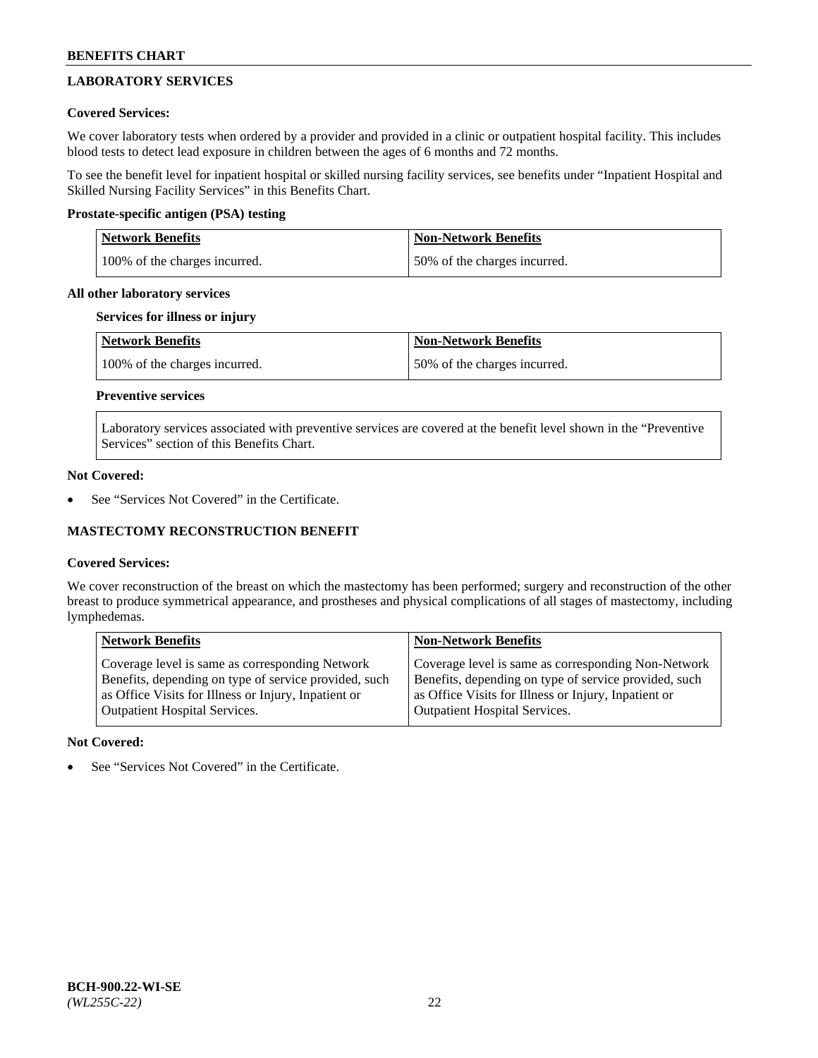## LABORATORY SERVICES

**Covered Services:**

We cover laboratory tests when ordered by a provider and provided in a clinic or outpatient hospital facility. This includes blood tests to detect lead exposure in children between the ages of 6 months and 72 months.

To see the benefit level for inpatient hospital or skilled nursing facility services, see benefits under "Inpatient Hospital and Skilled Nursing Facility Services" in this Benefits Chart.

**Prostate-specific antigen (PSA) testing**

| Network Benefits | Non-Network Benefits |
| --- | --- |
| 100% of the charges incurred. | 50% of the charges incurred. |

**All other laboratory services**

**Services for illness or injury**

| Network Benefits | Non-Network Benefits |
| --- | --- |
| 100% of the charges incurred. | 50% of the charges incurred. |

**Preventive services**

| Laboratory services associated with preventive services are covered at the benefit level shown in the "Preventive Services" section of this Benefits Chart. |
| --- |

**Not Covered:**

- See "Services Not Covered" in the Certificate.

## MASTECTOMY RECONSTRUCTION BENEFIT

**Covered Services:**

We cover reconstruction of the breast on which the mastectomy has been performed; surgery and reconstruction of the other breast to produce symmetrical appearance, and prostheses and physical complications of all stages of mastectomy, including lymphedemas.

| Network Benefits | Non-Network Benefits |
| --- | --- |
| Coverage level is same as corresponding Network Benefits, depending on type of service provided, such as Office Visits for Illness or Injury, Inpatient or Outpatient Hospital Services. | Coverage level is same as corresponding Non-Network Benefits, depending on type of service provided, such as Office Visits for Illness or Injury, Inpatient or Outpatient Hospital Services. |

**Not Covered:**

- See "Services Not Covered" in the Certificate.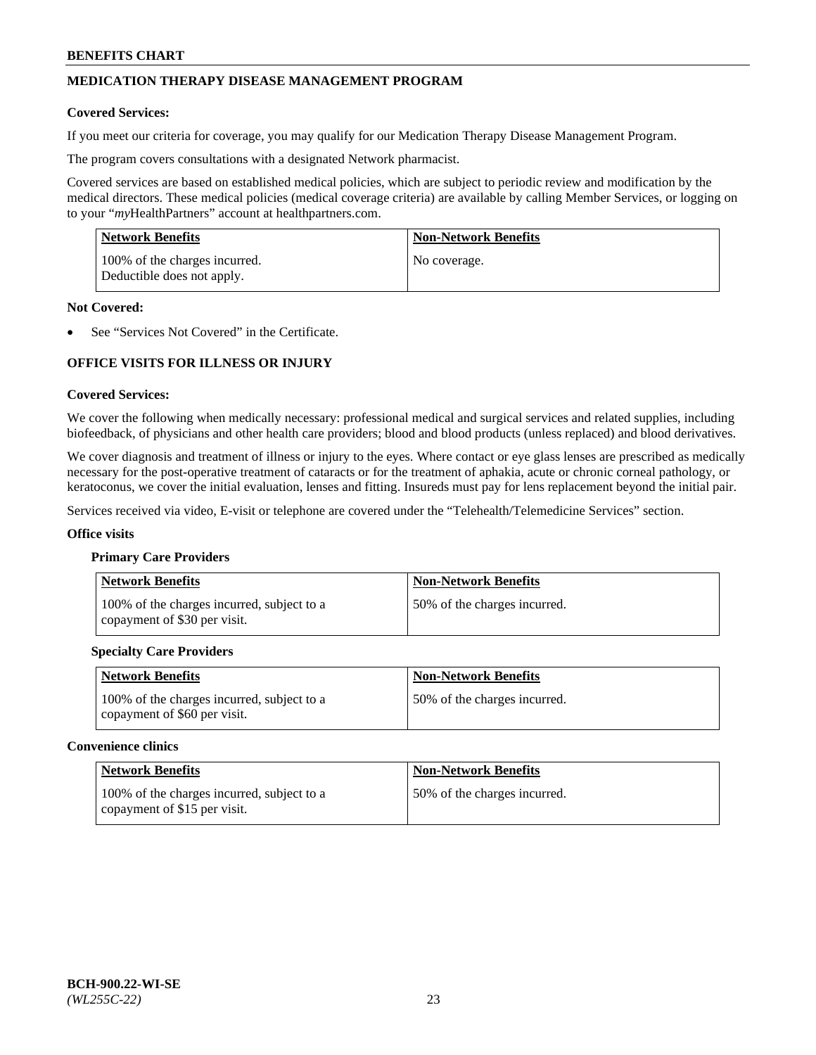## MEDICATION THERAPY DISEASE MANAGEMENT PROGRAM

**Covered Services:**

If you meet our criteria for coverage, you may qualify for our Medication Therapy Disease Management Program.

The program covers consultations with a designated Network pharmacist.

Covered services are based on established medical policies, which are subject to periodic review and modification by the medical directors. These medical policies (medical coverage criteria) are available by calling Member Services, or logging on to your "*my*HealthPartners" account at healthpartners.com.

| Network Benefits | Non-Network Benefits |
|---|---|
| 100% of the charges incurred. Deductible does not apply. | No coverage. |

**Not Covered:**

- See "Services Not Covered" in the Certificate.

## OFFICE VISITS FOR ILLNESS OR INJURY

**Covered Services:**

We cover the following when medically necessary: professional medical and surgical services and related supplies, including biofeedback, of physicians and other health care providers; blood and blood products (unless replaced) and blood derivatives.

We cover diagnosis and treatment of illness or injury to the eyes. Where contact or eye glass lenses are prescribed as medically necessary for the post-operative treatment of cataracts or for the treatment of aphakia, acute or chronic corneal pathology, or keratoconus, we cover the initial evaluation, lenses and fitting. Insureds must pay for lens replacement beyond the initial pair.

Services received via video, E-visit or telephone are covered under the "Telehealth/Telemedicine Services" section.

**Office visits**

**Primary Care Providers**

| Network Benefits | Non-Network Benefits |
|---|---|
| 100% of the charges incurred, subject to a copayment of $30 per visit. | 50% of the charges incurred. |

**Specialty Care Providers**

| Network Benefits | Non-Network Benefits |
|---|---|
| 100% of the charges incurred, subject to a copayment of $60 per visit. | 50% of the charges incurred. |

**Convenience clinics**

| Network Benefits | Non-Network Benefits |
|---|---|
| 100% of the charges incurred, subject to a copayment of $15 per visit. | 50% of the charges incurred. |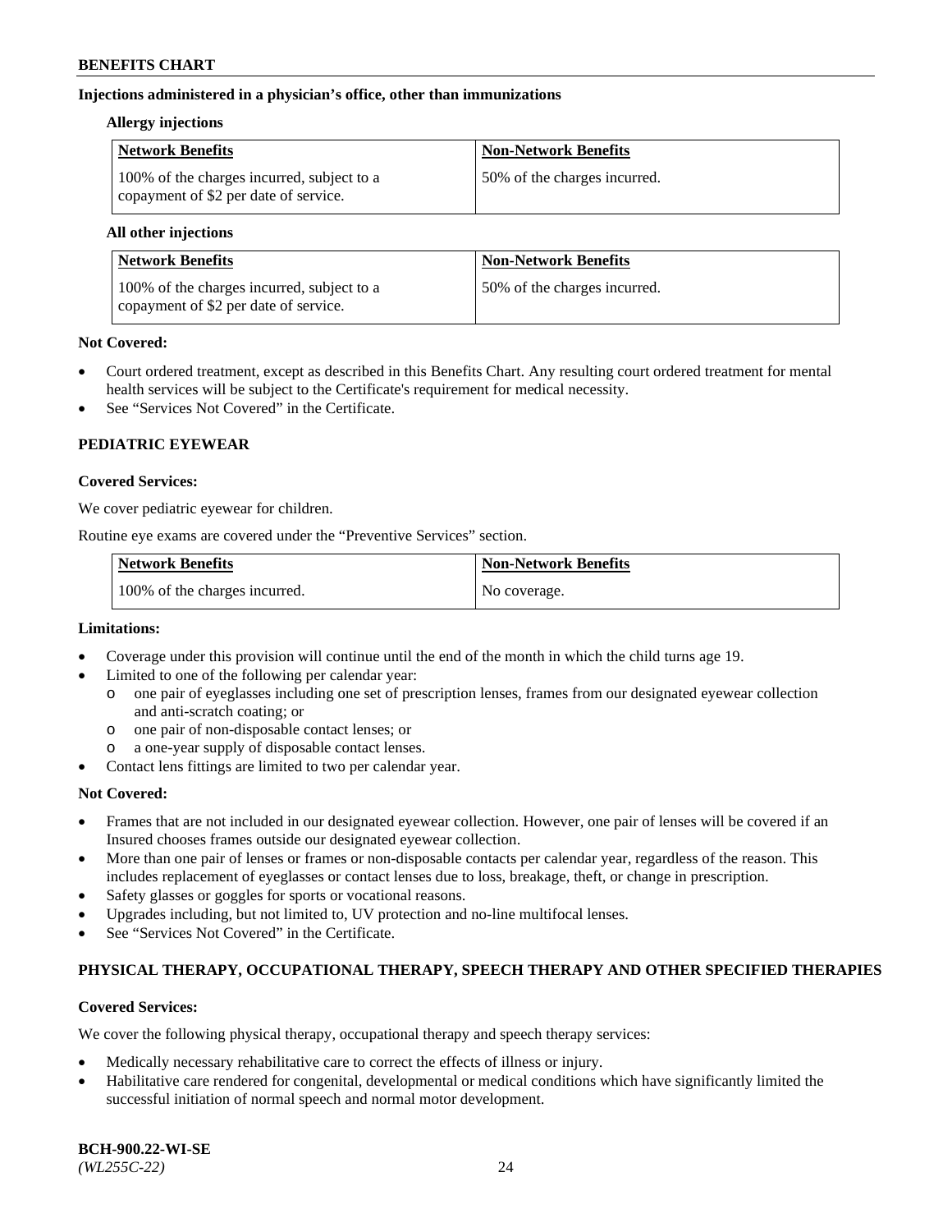### Injections administered in a physician's office, other than immunizations

#### Allergy injections

| Network Benefits | Non-Network Benefits |
|---|---|
| 100% of the charges incurred, subject to a copayment of $2 per date of service. | 50% of the charges incurred. |

#### All other injections

| Network Benefits | Non-Network Benefits |
|---|---|
| 100% of the charges incurred, subject to a copayment of $2 per date of service. | 50% of the charges incurred. |

**Not Covered:**

- Court ordered treatment, except as described in this Benefits Chart. Any resulting court ordered treatment for mental health services will be subject to the Certificate's requirement for medical necessity.
- See "Services Not Covered" in the Certificate.

## PEDIATRIC EYEWEAR

**Covered Services:**

We cover pediatric eyewear for children.

Routine eye exams are covered under the "Preventive Services" section.

| Network Benefits | Non-Network Benefits |
|---|---|
| 100% of the charges incurred. | No coverage. |

**Limitations:**

- Coverage under this provision will continue until the end of the month in which the child turns age 19.
- Limited to one of the following per calendar year:
  - one pair of eyeglasses including one set of prescription lenses, frames from our designated eyewear collection and anti-scratch coating; or
  - one pair of non-disposable contact lenses; or
  - a one-year supply of disposable contact lenses.
- Contact lens fittings are limited to two per calendar year.

**Not Covered:**

- Frames that are not included in our designated eyewear collection. However, one pair of lenses will be covered if an Insured chooses frames outside our designated eyewear collection.
- More than one pair of lenses or frames or non-disposable contacts per calendar year, regardless of the reason. This includes replacement of eyeglasses or contact lenses due to loss, breakage, theft, or change in prescription.
- Safety glasses or goggles for sports or vocational reasons.
- Upgrades including, but not limited to, UV protection and no-line multifocal lenses.
- See "Services Not Covered" in the Certificate.

## PHYSICAL THERAPY, OCCUPATIONAL THERAPY, SPEECH THERAPY AND OTHER SPECIFIED THERAPIES

**Covered Services:**

We cover the following physical therapy, occupational therapy and speech therapy services:

- Medically necessary rehabilitative care to correct the effects of illness or injury.
- Habilitative care rendered for congenital, developmental or medical conditions which have significantly limited the successful initiation of normal speech and normal motor development.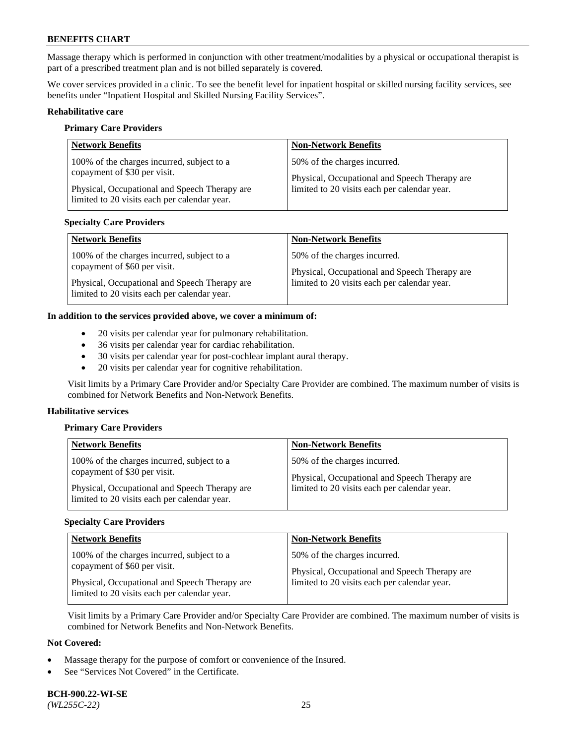Massage therapy which is performed in conjunction with other treatment/modalities by a physical or occupational therapist is part of a prescribed treatment plan and is not billed separately is covered.

We cover services provided in a clinic. To see the benefit level for inpatient hospital or skilled nursing facility services, see benefits under "Inpatient Hospital and Skilled Nursing Facility Services".

**Rehabilitative care**

**Primary Care Providers**

| Network Benefits | Non-Network Benefits |
|---|---|
| 100% of the charges incurred, subject to a copayment of $30 per visit.<br><br>Physical, Occupational and Speech Therapy are limited to 20 visits each per calendar year. | 50% of the charges incurred.<br><br>Physical, Occupational and Speech Therapy are limited to 20 visits each per calendar year. |

**Specialty Care Providers**

| Network Benefits | Non-Network Benefits |
|---|---|
| 100% of the charges incurred, subject to a copayment of $60 per visit.<br><br>Physical, Occupational and Speech Therapy are limited to 20 visits each per calendar year. | 50% of the charges incurred.<br><br>Physical, Occupational and Speech Therapy are limited to 20 visits each per calendar year. |

**In addition to the services provided above, we cover a minimum of:**

- 20 visits per calendar year for pulmonary rehabilitation.
- 36 visits per calendar year for cardiac rehabilitation.
- 30 visits per calendar year for post-cochlear implant aural therapy.
- 20 visits per calendar year for cognitive rehabilitation.

Visit limits by a Primary Care Provider and/or Specialty Care Provider are combined. The maximum number of visits is combined for Network Benefits and Non-Network Benefits.

**Habilitative services**

**Primary Care Providers**

| Network Benefits | Non-Network Benefits |
|---|---|
| 100% of the charges incurred, subject to a copayment of $30 per visit.<br><br>Physical, Occupational and Speech Therapy are limited to 20 visits each per calendar year. | 50% of the charges incurred.<br><br>Physical, Occupational and Speech Therapy are limited to 20 visits each per calendar year. |

**Specialty Care Providers**

| Network Benefits | Non-Network Benefits |
|---|---|
| 100% of the charges incurred, subject to a copayment of $60 per visit.<br><br>Physical, Occupational and Speech Therapy are limited to 20 visits each per calendar year. | 50% of the charges incurred.<br><br>Physical, Occupational and Speech Therapy are limited to 20 visits each per calendar year. |

Visit limits by a Primary Care Provider and/or Specialty Care Provider are combined. The maximum number of visits is combined for Network Benefits and Non-Network Benefits.

**Not Covered:**

- Massage therapy for the purpose of comfort or convenience of the Insured.
- See "Services Not Covered" in the Certificate.

**BCH-900.22-WI-SE**
*(WL255C-22)*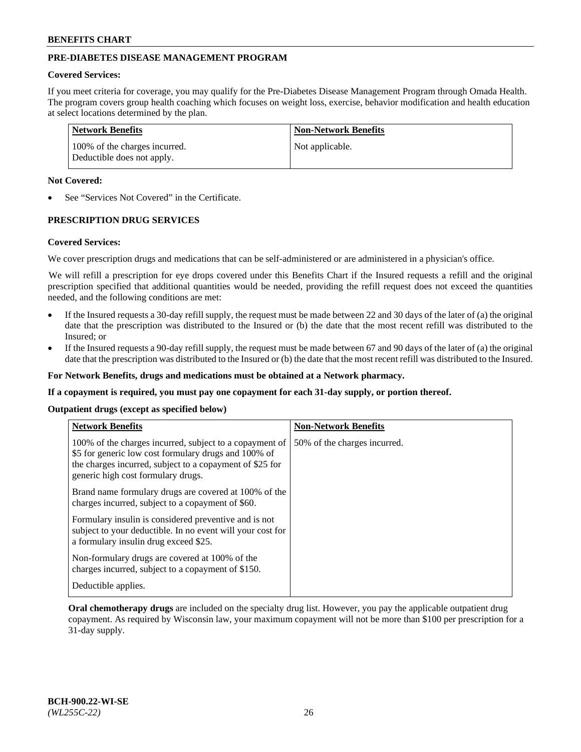## PRE-DIABETES DISEASE MANAGEMENT PROGRAM

**Covered Services:**

If you meet criteria for coverage, you may qualify for the Pre-Diabetes Disease Management Program through Omada Health. The program covers group health coaching which focuses on weight loss, exercise, behavior modification and health education at select locations determined by the plan.

| Network Benefits | Non-Network Benefits |
|---|---|
| 100% of the charges incurred. Deductible does not apply. | Not applicable. |

**Not Covered:**

- See "Services Not Covered" in the Certificate.

## PRESCRIPTION DRUG SERVICES

**Covered Services:**

We cover prescription drugs and medications that can be self-administered or are administered in a physician's office.

We will refill a prescription for eye drops covered under this Benefits Chart if the Insured requests a refill and the original prescription specified that additional quantities would be needed, providing the refill request does not exceed the quantities needed, and the following conditions are met:

- If the Insured requests a 30-day refill supply, the request must be made between 22 and 30 days of the later of (a) the original date that the prescription was distributed to the Insured or (b) the date that the most recent refill was distributed to the Insured; or
- If the Insured requests a 90-day refill supply, the request must be made between 67 and 90 days of the later of (a) the original date that the prescription was distributed to the Insured or (b) the date that the most recent refill was distributed to the Insured.

**For Network Benefits, drugs and medications must be obtained at a Network pharmacy.**

**If a copayment is required, you must pay one copayment for each 31-day supply, or portion thereof.**

**Outpatient drugs (except as specified below)**

| Network Benefits | Non-Network Benefits |
|---|---|
| 100% of the charges incurred, subject to a copayment of \$5 for generic low cost formulary drugs and 100% of the charges incurred, subject to a copayment of \$25 for generic high cost formulary drugs.<br><br>Brand name formulary drugs are covered at 100% of the charges incurred, subject to a copayment of \$60.<br><br>Formulary insulin is considered preventive and is not subject to your deductible. In no event will your cost for a formulary insulin drug exceed \$25.<br><br>Non-formulary drugs are covered at 100% of the charges incurred, subject to a copayment of \$150.<br><br>Deductible applies. | 50% of the charges incurred. |

**Oral chemotherapy drugs** are included on the specialty drug list. However, you pay the applicable outpatient drug copayment. As required by Wisconsin law, your maximum copayment will not be more than \$100 per prescription for a 31-day supply.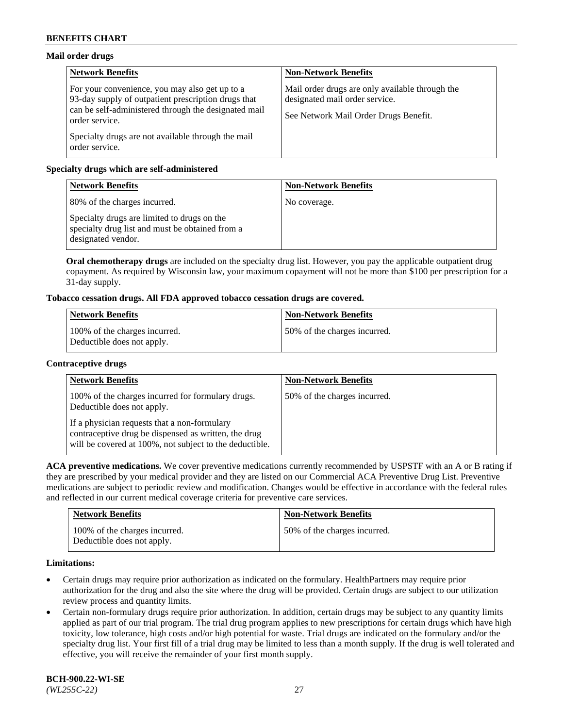**Mail order drugs**

| Network Benefits | Non-Network Benefits |
|---|---|
| For your convenience, you may also get up to a 93-day supply of outpatient prescription drugs that can be self-administered through the designated mail order service.<br><br>Specialty drugs are not available through the mail order service. | Mail order drugs are only available through the designated mail order service.<br><br>See Network Mail Order Drugs Benefit. |

**Specialty drugs which are self-administered**

| Network Benefits | Non-Network Benefits |
|---|---|
| 80% of the charges incurred.<br><br>Specialty drugs are limited to drugs on the specialty drug list and must be obtained from a designated vendor. | No coverage. |

**Oral chemotherapy drugs** are included on the specialty drug list. However, you pay the applicable outpatient drug copayment. As required by Wisconsin law, your maximum copayment will not be more than $100 per prescription for a 31-day supply.

**Tobacco cessation drugs. All FDA approved tobacco cessation drugs are covered.**

| Network Benefits | Non-Network Benefits |
|---|---|
| 100% of the charges incurred. Deductible does not apply. | 50% of the charges incurred. |

**Contraceptive drugs**

| Network Benefits | Non-Network Benefits |
|---|---|
| 100% of the charges incurred for formulary drugs. Deductible does not apply.<br><br>If a physician requests that a non-formulary contraceptive drug be dispensed as written, the drug will be covered at 100%, not subject to the deductible. | 50% of the charges incurred. |

**ACA preventive medications.** We cover preventive medications currently recommended by USPSTF with an A or B rating if they are prescribed by your medical provider and they are listed on our Commercial ACA Preventive Drug List. Preventive medications are subject to periodic review and modification. Changes would be effective in accordance with the federal rules and reflected in our current medical coverage criteria for preventive care services.

| Network Benefits | Non-Network Benefits |
|---|---|
| 100% of the charges incurred. Deductible does not apply. | 50% of the charges incurred. |

**Limitations:**

- Certain drugs may require prior authorization as indicated on the formulary. HealthPartners may require prior authorization for the drug and also the site where the drug will be provided. Certain drugs are subject to our utilization review process and quantity limits.
- Certain non-formulary drugs require prior authorization. In addition, certain drugs may be subject to any quantity limits applied as part of our trial program. The trial drug program applies to new prescriptions for certain drugs which have high toxicity, low tolerance, high costs and/or high potential for waste. Trial drugs are indicated on the formulary and/or the specialty drug list. Your first fill of a trial drug may be limited to less than a month supply. If the drug is well tolerated and effective, you will receive the remainder of your first month supply.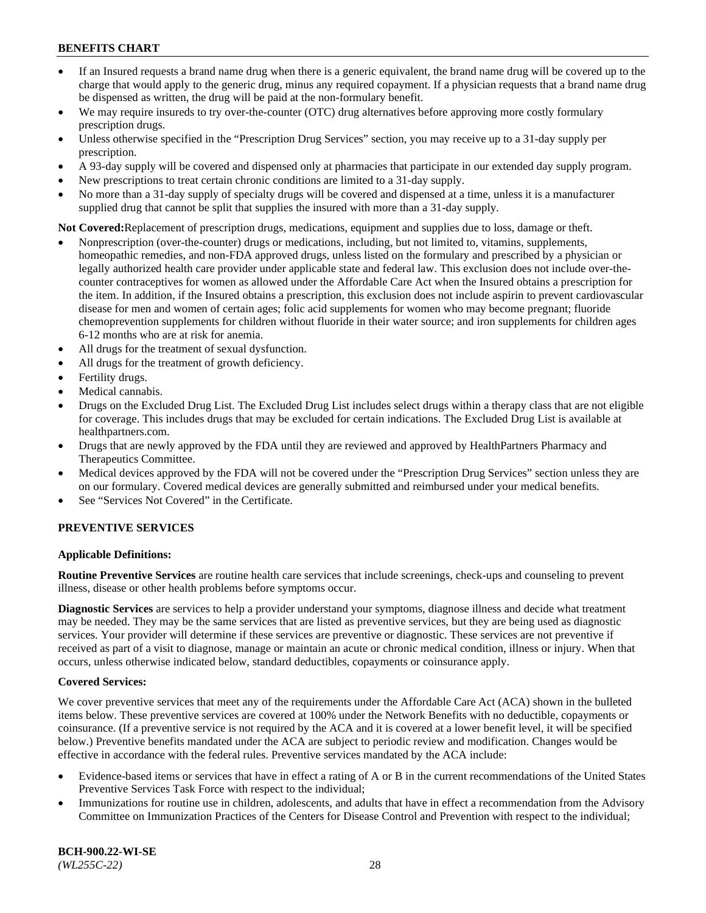- If an Insured requests a brand name drug when there is a generic equivalent, the brand name drug will be covered up to the charge that would apply to the generic drug, minus any required copayment. If a physician requests that a brand name drug be dispensed as written, the drug will be paid at the non-formulary benefit.
- We may require insureds to try over-the-counter (OTC) drug alternatives before approving more costly formulary prescription drugs.
- Unless otherwise specified in the "Prescription Drug Services" section, you may receive up to a 31-day supply per prescription.
- A 93-day supply will be covered and dispensed only at pharmacies that participate in our extended day supply program.
- New prescriptions to treat certain chronic conditions are limited to a 31-day supply.
- No more than a 31-day supply of specialty drugs will be covered and dispensed at a time, unless it is a manufacturer supplied drug that cannot be split that supplies the insured with more than a 31-day supply.

**Not Covered:** Replacement of prescription drugs, medications, equipment and supplies due to loss, damage or theft.

- Nonprescription (over-the-counter) drugs or medications, including, but not limited to, vitamins, supplements, homeopathic remedies, and non-FDA approved drugs, unless listed on the formulary and prescribed by a physician or legally authorized health care provider under applicable state and federal law. This exclusion does not include over-the-counter contraceptives for women as allowed under the Affordable Care Act when the Insured obtains a prescription for the item. In addition, if the Insured obtains a prescription, this exclusion does not include aspirin to prevent cardiovascular disease for men and women of certain ages; folic acid supplements for women who may become pregnant; fluoride chemoprevention supplements for children without fluoride in their water source; and iron supplements for children ages 6-12 months who are at risk for anemia.
- All drugs for the treatment of sexual dysfunction.
- All drugs for the treatment of growth deficiency.
- Fertility drugs.
- Medical cannabis.
- Drugs on the Excluded Drug List. The Excluded Drug List includes select drugs within a therapy class that are not eligible for coverage. This includes drugs that may be excluded for certain indications. The Excluded Drug List is available at healthpartners.com.
- Drugs that are newly approved by the FDA until they are reviewed and approved by HealthPartners Pharmacy and Therapeutics Committee.
- Medical devices approved by the FDA will not be covered under the "Prescription Drug Services" section unless they are on our formulary. Covered medical devices are generally submitted and reimbursed under your medical benefits.
- See "Services Not Covered" in the Certificate.

## PREVENTIVE SERVICES

**Applicable Definitions:**

**Routine Preventive Services** are routine health care services that include screenings, check-ups and counseling to prevent illness, disease or other health problems before symptoms occur.

**Diagnostic Services** are services to help a provider understand your symptoms, diagnose illness and decide what treatment may be needed. They may be the same services that are listed as preventive services, but they are being used as diagnostic services. Your provider will determine if these services are preventive or diagnostic. These services are not preventive if received as part of a visit to diagnose, manage or maintain an acute or chronic medical condition, illness or injury. When that occurs, unless otherwise indicated below, standard deductibles, copayments or coinsurance apply.

**Covered Services:**

We cover preventive services that meet any of the requirements under the Affordable Care Act (ACA) shown in the bulleted items below. These preventive services are covered at 100% under the Network Benefits with no deductible, copayments or coinsurance. (If a preventive service is not required by the ACA and it is covered at a lower benefit level, it will be specified below.) Preventive benefits mandated under the ACA are subject to periodic review and modification. Changes would be effective in accordance with the federal rules. Preventive services mandated by the ACA include:

- Evidence-based items or services that have in effect a rating of A or B in the current recommendations of the United States Preventive Services Task Force with respect to the individual;
- Immunizations for routine use in children, adolescents, and adults that have in effect a recommendation from the Advisory Committee on Immunization Practices of the Centers for Disease Control and Prevention with respect to the individual;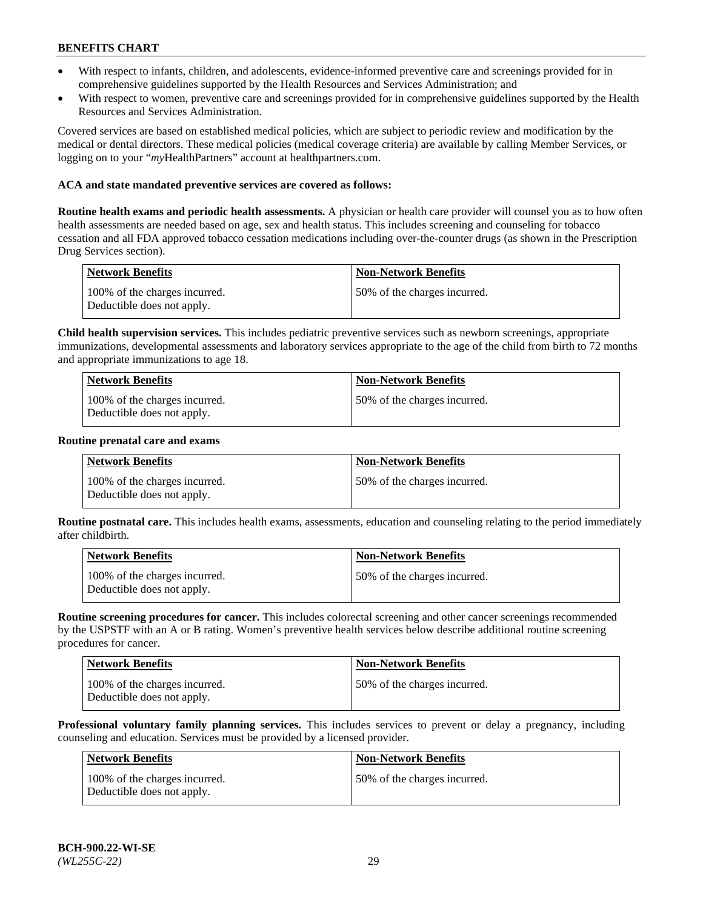- With respect to infants, children, and adolescents, evidence-informed preventive care and screenings provided for in comprehensive guidelines supported by the Health Resources and Services Administration; and
- With respect to women, preventive care and screenings provided for in comprehensive guidelines supported by the Health Resources and Services Administration.

Covered services are based on established medical policies, which are subject to periodic review and modification by the medical or dental directors. These medical policies (medical coverage criteria) are available by calling Member Services, or logging on to your "*my*HealthPartners" account at healthpartners.com.

**ACA and state mandated preventive services are covered as follows:**

**Routine health exams and periodic health assessments.** A physician or health care provider will counsel you as to how often health assessments are needed based on age, sex and health status. This includes screening and counseling for tobacco cessation and all FDA approved tobacco cessation medications including over-the-counter drugs (as shown in the Prescription Drug Services section).

| Network Benefits | Non-Network Benefits |
|---|---|
| 100% of the charges incurred. Deductible does not apply. | 50% of the charges incurred. |

**Child health supervision services.** This includes pediatric preventive services such as newborn screenings, appropriate immunizations, developmental assessments and laboratory services appropriate to the age of the child from birth to 72 months and appropriate immunizations to age 18.

| Network Benefits | Non-Network Benefits |
|---|---|
| 100% of the charges incurred. Deductible does not apply. | 50% of the charges incurred. |

**Routine prenatal care and exams**

| Network Benefits | Non-Network Benefits |
|---|---|
| 100% of the charges incurred. Deductible does not apply. | 50% of the charges incurred. |

**Routine postnatal care.** This includes health exams, assessments, education and counseling relating to the period immediately after childbirth.

| Network Benefits | Non-Network Benefits |
|---|---|
| 100% of the charges incurred. Deductible does not apply. | 50% of the charges incurred. |

**Routine screening procedures for cancer.** This includes colorectal screening and other cancer screenings recommended by the USPSTF with an A or B rating. Women's preventive health services below describe additional routine screening procedures for cancer.

| Network Benefits | Non-Network Benefits |
|---|---|
| 100% of the charges incurred. Deductible does not apply. | 50% of the charges incurred. |

**Professional voluntary family planning services.** This includes services to prevent or delay a pregnancy, including counseling and education. Services must be provided by a licensed provider.

| Network Benefits | Non-Network Benefits |
|---|---|
| 100% of the charges incurred. Deductible does not apply. | 50% of the charges incurred. |

**BCH-900.22-WI-SE**
*(WL255C-22)*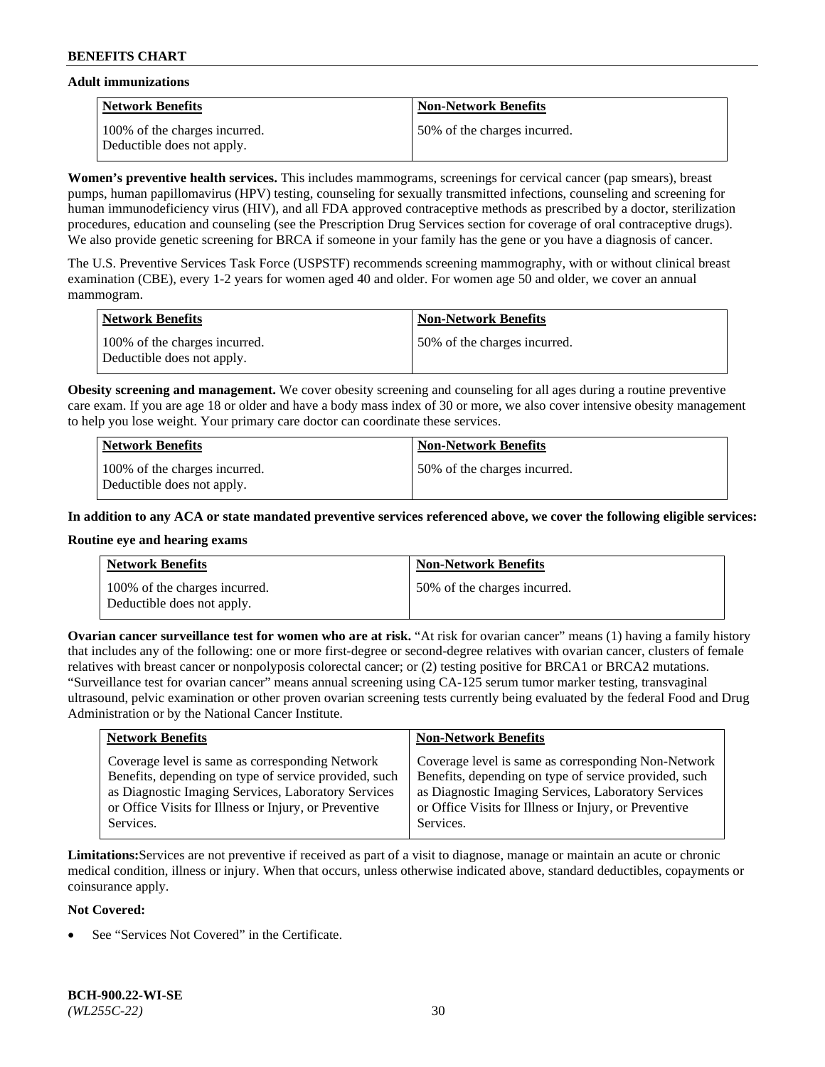**Adult immunizations**

| Network Benefits | Non-Network Benefits |
|---|---|
| 100% of the charges incurred. Deductible does not apply. | 50% of the charges incurred. |

**Women's preventive health services.** This includes mammograms, screenings for cervical cancer (pap smears), breast pumps, human papillomavirus (HPV) testing, counseling for sexually transmitted infections, counseling and screening for human immunodeficiency virus (HIV), and all FDA approved contraceptive methods as prescribed by a doctor, sterilization procedures, education and counseling (see the Prescription Drug Services section for coverage of oral contraceptive drugs). We also provide genetic screening for BRCA if someone in your family has the gene or you have a diagnosis of cancer.

The U.S. Preventive Services Task Force (USPSTF) recommends screening mammography, with or without clinical breast examination (CBE), every 1-2 years for women aged 40 and older. For women age 50 and older, we cover an annual mammogram.

| Network Benefits | Non-Network Benefits |
|---|---|
| 100% of the charges incurred. Deductible does not apply. | 50% of the charges incurred. |

**Obesity screening and management.** We cover obesity screening and counseling for all ages during a routine preventive care exam. If you are age 18 or older and have a body mass index of 30 or more, we also cover intensive obesity management to help you lose weight. Your primary care doctor can coordinate these services.

| Network Benefits | Non-Network Benefits |
|---|---|
| 100% of the charges incurred. Deductible does not apply. | 50% of the charges incurred. |

**In addition to any ACA or state mandated preventive services referenced above, we cover the following eligible services:**

**Routine eye and hearing exams**

| Network Benefits | Non-Network Benefits |
|---|---|
| 100% of the charges incurred. Deductible does not apply. | 50% of the charges incurred. |

**Ovarian cancer surveillance test for women who are at risk.** "At risk for ovarian cancer" means (1) having a family history that includes any of the following: one or more first-degree or second-degree relatives with ovarian cancer, clusters of female relatives with breast cancer or nonpolyposis colorectal cancer; or (2) testing positive for BRCA1 or BRCA2 mutations. "Surveillance test for ovarian cancer" means annual screening using CA-125 serum tumor marker testing, transvaginal ultrasound, pelvic examination or other proven ovarian screening tests currently being evaluated by the federal Food and Drug Administration or by the National Cancer Institute.

| Network Benefits | Non-Network Benefits |
|---|---|
| Coverage level is same as corresponding Network Benefits, depending on type of service provided, such as Diagnostic Imaging Services, Laboratory Services or Office Visits for Illness or Injury, or Preventive Services. | Coverage level is same as corresponding Non-Network Benefits, depending on type of service provided, such as Diagnostic Imaging Services, Laboratory Services or Office Visits for Illness or Injury, or Preventive Services. |

**Limitations:** Services are not preventive if received as part of a visit to diagnose, manage or maintain an acute or chronic medical condition, illness or injury. When that occurs, unless otherwise indicated above, standard deductibles, copayments or coinsurance apply.

**Not Covered:**

- See "Services Not Covered" in the Certificate.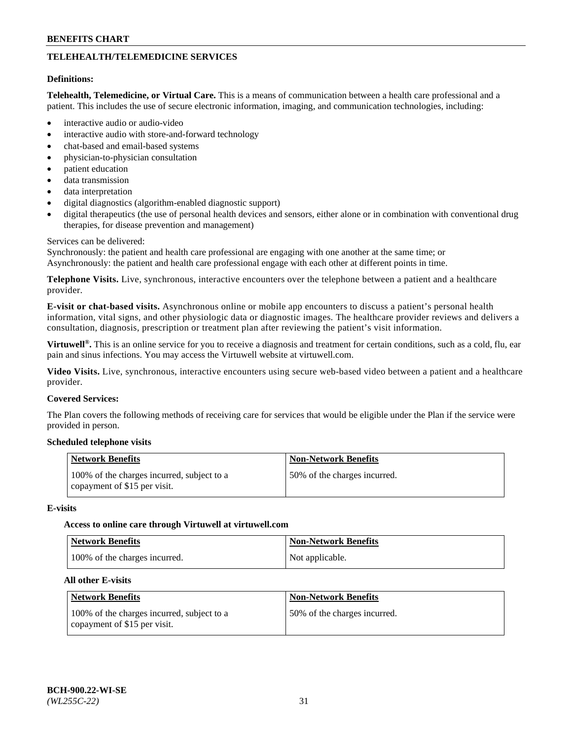## TELEHEALTH/TELEMEDICINE SERVICES

**Definitions:**

**Telehealth, Telemedicine, or Virtual Care.** This is a means of communication between a health care professional and a patient. This includes the use of secure electronic information, imaging, and communication technologies, including:

- interactive audio or audio-video
- interactive audio with store-and-forward technology
- chat-based and email-based systems
- physician-to-physician consultation
- patient education
- data transmission
- data interpretation
- digital diagnostics (algorithm-enabled diagnostic support)
- digital therapeutics (the use of personal health devices and sensors, either alone or in combination with conventional drug therapies, for disease prevention and management)

Services can be delivered:
Synchronously: the patient and health care professional are engaging with one another at the same time; or
Asynchronously: the patient and health care professional engage with each other at different points in time.

**Telephone Visits.** Live, synchronous, interactive encounters over the telephone between a patient and a healthcare provider.

**E-visit or chat-based visits.** Asynchronous online or mobile app encounters to discuss a patient's personal health information, vital signs, and other physiologic data or diagnostic images. The healthcare provider reviews and delivers a consultation, diagnosis, prescription or treatment plan after reviewing the patient's visit information.

**Virtuwell®.** This is an online service for you to receive a diagnosis and treatment for certain conditions, such as a cold, flu, ear pain and sinus infections. You may access the Virtuwell website at virtuwell.com.

**Video Visits.** Live, synchronous, interactive encounters using secure web-based video between a patient and a healthcare provider.

**Covered Services:**

The Plan covers the following methods of receiving care for services that would be eligible under the Plan if the service were provided in person.

**Scheduled telephone visits**

| Network Benefits | Non-Network Benefits |
|---|---|
| 100% of the charges incurred, subject to a copayment of $15 per visit. | 50% of the charges incurred. |

**E-visits**

**Access to online care through Virtuwell at virtuwell.com**

| Network Benefits | Non-Network Benefits |
|---|---|
| 100% of the charges incurred. | Not applicable. |

**All other E-visits**

| Network Benefits | Non-Network Benefits |
|---|---|
| 100% of the charges incurred, subject to a copayment of $15 per visit. | 50% of the charges incurred. |

BCH-900.22-WI-SE
*(WL255C-22)*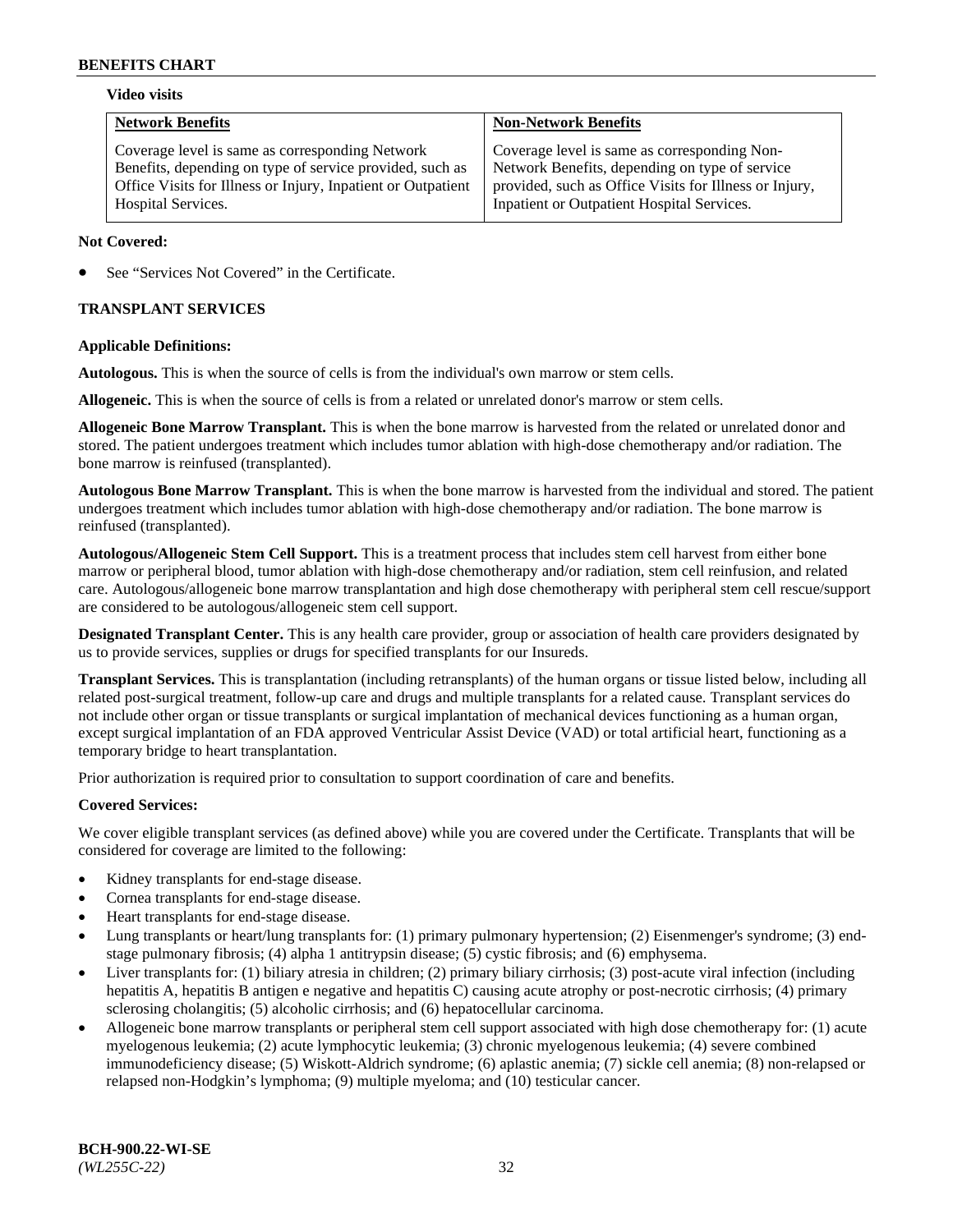**Video visits**

| Network Benefits | Non-Network Benefits |
|---|---|
| Coverage level is same as corresponding Network Benefits, depending on type of service provided, such as Office Visits for Illness or Injury, Inpatient or Outpatient Hospital Services. | Coverage level is same as corresponding Non-Network Benefits, depending on type of service provided, such as Office Visits for Illness or Injury, Inpatient or Outpatient Hospital Services. |

**Not Covered:**

- See "Services Not Covered" in the Certificate.

## TRANSPLANT SERVICES

**Applicable Definitions:**

**Autologous.** This is when the source of cells is from the individual's own marrow or stem cells.

**Allogeneic.** This is when the source of cells is from a related or unrelated donor's marrow or stem cells.

**Allogeneic Bone Marrow Transplant.** This is when the bone marrow is harvested from the related or unrelated donor and stored. The patient undergoes treatment which includes tumor ablation with high-dose chemotherapy and/or radiation. The bone marrow is reinfused (transplanted).

**Autologous Bone Marrow Transplant.** This is when the bone marrow is harvested from the individual and stored. The patient undergoes treatment which includes tumor ablation with high-dose chemotherapy and/or radiation. The bone marrow is reinfused (transplanted).

**Autologous/Allogeneic Stem Cell Support.** This is a treatment process that includes stem cell harvest from either bone marrow or peripheral blood, tumor ablation with high-dose chemotherapy and/or radiation, stem cell reinfusion, and related care. Autologous/allogeneic bone marrow transplantation and high dose chemotherapy with peripheral stem cell rescue/support are considered to be autologous/allogeneic stem cell support.

**Designated Transplant Center.** This is any health care provider, group or association of health care providers designated by us to provide services, supplies or drugs for specified transplants for our Insureds.

**Transplant Services.** This is transplantation (including retransplants) of the human organs or tissue listed below, including all related post-surgical treatment, follow-up care and drugs and multiple transplants for a related cause. Transplant services do not include other organ or tissue transplants or surgical implantation of mechanical devices functioning as a human organ, except surgical implantation of an FDA approved Ventricular Assist Device (VAD) or total artificial heart, functioning as a temporary bridge to heart transplantation.

Prior authorization is required prior to consultation to support coordination of care and benefits.

**Covered Services:**

We cover eligible transplant services (as defined above) while you are covered under the Certificate. Transplants that will be considered for coverage are limited to the following:

- Kidney transplants for end-stage disease.
- Cornea transplants for end-stage disease.
- Heart transplants for end-stage disease.
- Lung transplants or heart/lung transplants for: (1) primary pulmonary hypertension; (2) Eisenmenger's syndrome; (3) end-stage pulmonary fibrosis; (4) alpha 1 antitrypsin disease; (5) cystic fibrosis; and (6) emphysema.
- Liver transplants for: (1) biliary atresia in children; (2) primary biliary cirrhosis; (3) post-acute viral infection (including hepatitis A, hepatitis B antigen e negative and hepatitis C) causing acute atrophy or post-necrotic cirrhosis; (4) primary sclerosing cholangitis; (5) alcoholic cirrhosis; and (6) hepatocellular carcinoma.
- Allogeneic bone marrow transplants or peripheral stem cell support associated with high dose chemotherapy for: (1) acute myelogenous leukemia; (2) acute lymphocytic leukemia; (3) chronic myelogenous leukemia; (4) severe combined immunodeficiency disease; (5) Wiskott-Aldrich syndrome; (6) aplastic anemia; (7) sickle cell anemia; (8) non-relapsed or relapsed non-Hodgkin's lymphoma; (9) multiple myeloma; and (10) testicular cancer.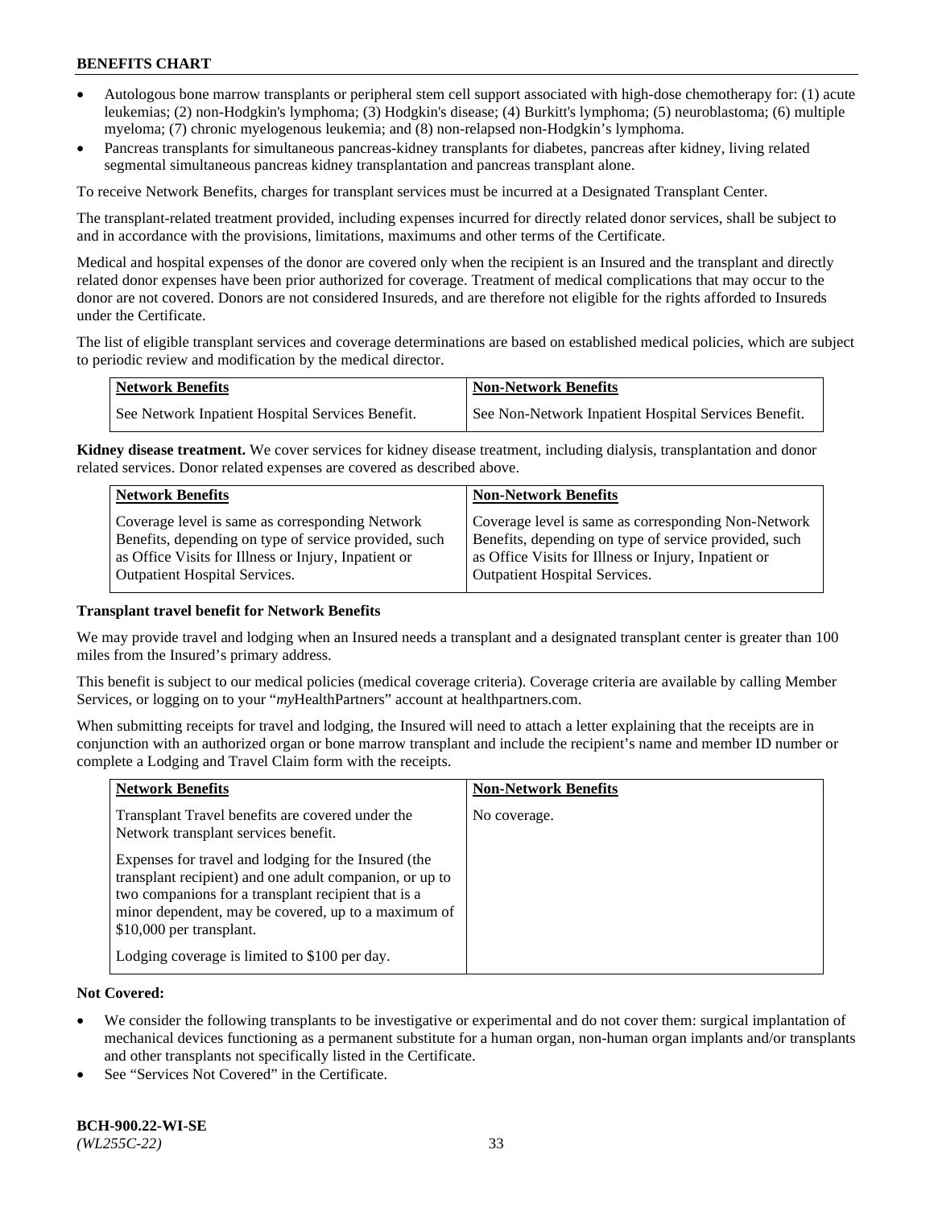- Autologous bone marrow transplants or peripheral stem cell support associated with high-dose chemotherapy for: (1) acute leukemias; (2) non-Hodgkin's lymphoma; (3) Hodgkin's disease; (4) Burkitt's lymphoma; (5) neuroblastoma; (6) multiple myeloma; (7) chronic myelogenous leukemia; and (8) non-relapsed non-Hodgkin's lymphoma.
- Pancreas transplants for simultaneous pancreas-kidney transplants for diabetes, pancreas after kidney, living related segmental simultaneous pancreas kidney transplantation and pancreas transplant alone.

To receive Network Benefits, charges for transplant services must be incurred at a Designated Transplant Center.

The transplant-related treatment provided, including expenses incurred for directly related donor services, shall be subject to and in accordance with the provisions, limitations, maximums and other terms of the Certificate.

Medical and hospital expenses of the donor are covered only when the recipient is an Insured and the transplant and directly related donor expenses have been prior authorized for coverage. Treatment of medical complications that may occur to the donor are not covered. Donors are not considered Insureds, and are therefore not eligible for the rights afforded to Insureds under the Certificate.

The list of eligible transplant services and coverage determinations are based on established medical policies, which are subject to periodic review and modification by the medical director.

| Network Benefits | Non-Network Benefits |
|---|---|
| See Network Inpatient Hospital Services Benefit. | See Non-Network Inpatient Hospital Services Benefit. |

**Kidney disease treatment.** We cover services for kidney disease treatment, including dialysis, transplantation and donor related services. Donor related expenses are covered as described above.

| Network Benefits | Non-Network Benefits |
|---|---|
| Coverage level is same as corresponding Network Benefits, depending on type of service provided, such as Office Visits for Illness or Injury, Inpatient or Outpatient Hospital Services. | Coverage level is same as corresponding Non-Network Benefits, depending on type of service provided, such as Office Visits for Illness or Injury, Inpatient or Outpatient Hospital Services. |

**Transplant travel benefit for Network Benefits**

We may provide travel and lodging when an Insured needs a transplant and a designated transplant center is greater than 100 miles from the Insured's primary address.

This benefit is subject to our medical policies (medical coverage criteria). Coverage criteria are available by calling Member Services, or logging on to your "*my*HealthPartners" account at healthpartners.com.

When submitting receipts for travel and lodging, the Insured will need to attach a letter explaining that the receipts are in conjunction with an authorized organ or bone marrow transplant and include the recipient's name and member ID number or complete a Lodging and Travel Claim form with the receipts.

| Network Benefits | Non-Network Benefits |
|---|---|
| Transplant Travel benefits are covered under the Network transplant services benefit.<br><br>Expenses for travel and lodging for the Insured (the transplant recipient) and one adult companion, or up to two companions for a transplant recipient that is a minor dependent, may be covered, up to a maximum of $10,000 per transplant.<br><br>Lodging coverage is limited to $100 per day. | No coverage. |

**Not Covered:**

- We consider the following transplants to be investigative or experimental and do not cover them: surgical implantation of mechanical devices functioning as a permanent substitute for a human organ, non-human organ implants and/or transplants and other transplants not specifically listed in the Certificate.
- See "Services Not Covered" in the Certificate.

**BCH-900.22-WI-SE**
*(WL255C-22)*